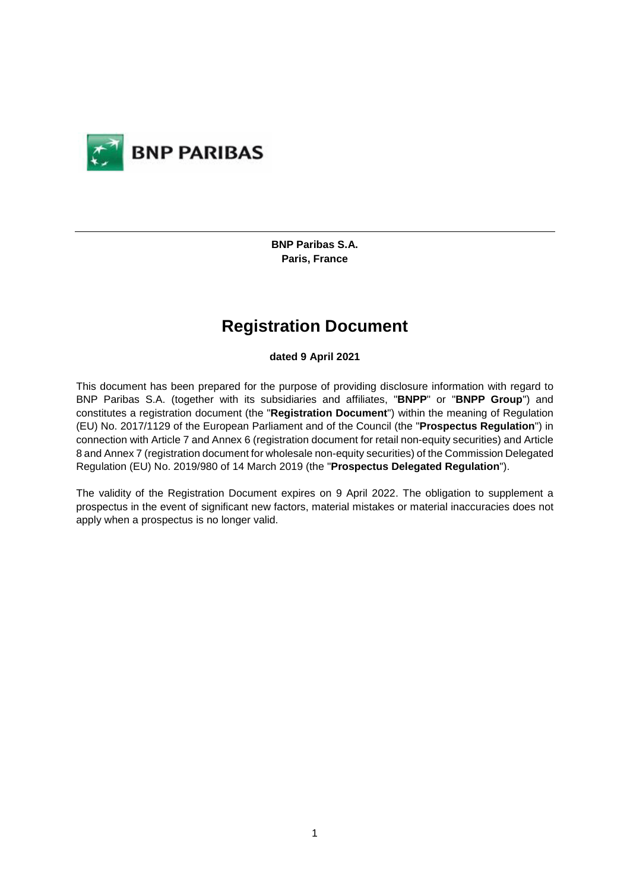BNP PARIBAS

---

**BNP Paribas S.A.**
**Paris, France**

# Registration Document

**dated 9 April 2021**

This document has been prepared for the purpose of providing disclosure information with regard to BNP Paribas S.A. (together with its subsidiaries and affiliates, "**BNPP**" or "**BNPP Group**") and constitutes a registration document (the "**Registration Document**") within the meaning of Regulation (EU) No. 2017/1129 of the European Parliament and of the Council (the "**Prospectus Regulation**") in connection with Article 7 and Annex 6 (registration document for retail non-equity securities) and Article 8 and Annex 7 (registration document for wholesale non-equity securities) of the Commission Delegated Regulation (EU) No. 2019/980 of 14 March 2019 (the "**Prospectus Delegated Regulation**").

The validity of the Registration Document expires on 9 April 2022. The obligation to supplement a prospectus in the event of significant new factors, material mistakes or material inaccuracies does not apply when a prospectus is no longer valid.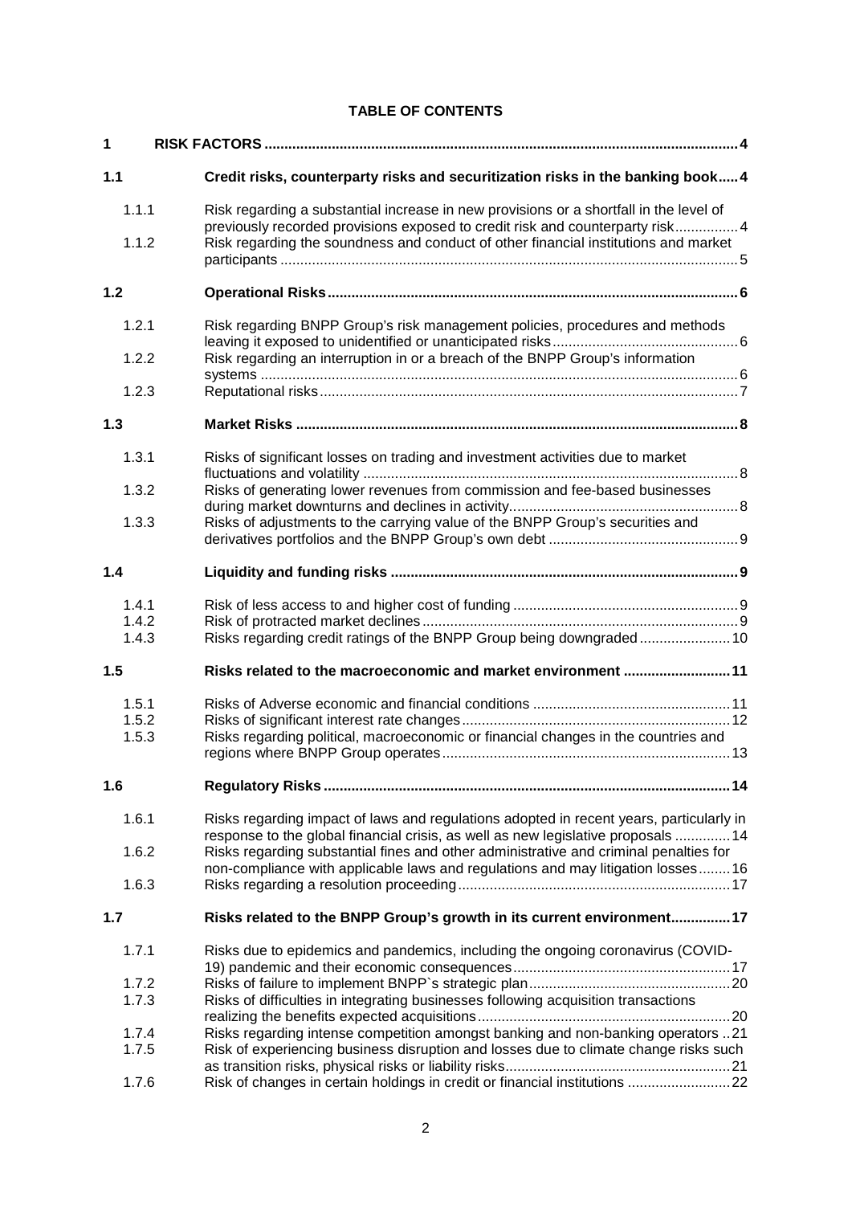**TABLE OF CONTENTS**

| | | |
|---|---|---|
| **1** | **RISK FACTORS** | **4** |
| **1.1** | **Credit risks, counterparty risks and securitization risks in the banking book** | **4** |
| 1.1.1 | Risk regarding a substantial increase in new provisions or a shortfall in the level of previously recorded provisions exposed to credit risk and counterparty risk | 4 |
| 1.1.2 | Risk regarding the soundness and conduct of other financial institutions and market participants | 5 |
| **1.2** | **Operational Risks** | **6** |
| 1.2.1 | Risk regarding BNPP Group's risk management policies, procedures and methods leaving it exposed to unidentified or unanticipated risks | 6 |
| 1.2.2 | Risk regarding an interruption in or a breach of the BNPP Group's information systems | 6 |
| 1.2.3 | Reputational risks | 7 |
| **1.3** | **Market Risks** | **8** |
| 1.3.1 | Risks of significant losses on trading and investment activities due to market fluctuations and volatility | 8 |
| 1.3.2 | Risks of generating lower revenues from commission and fee-based businesses during market downturns and declines in activity | 8 |
| 1.3.3 | Risks of adjustments to the carrying value of the BNPP Group's securities and derivatives portfolios and the BNPP Group's own debt | 9 |
| **1.4** | **Liquidity and funding risks** | **9** |
| 1.4.1 | Risk of less access to and higher cost of funding | 9 |
| 1.4.2 | Risk of protracted market declines | 9 |
| 1.4.3 | Risks regarding credit ratings of the BNPP Group being downgraded | 10 |
| **1.5** | **Risks related to the macroeconomic and market environment** | **11** |
| 1.5.1 | Risks of Adverse economic and financial conditions | 11 |
| 1.5.2 | Risks of significant interest rate changes | 12 |
| 1.5.3 | Risks regarding political, macroeconomic or financial changes in the countries and regions where BNPP Group operates | 13 |
| **1.6** | **Regulatory Risks** | **14** |
| 1.6.1 | Risks regarding impact of laws and regulations adopted in recent years, particularly in response to the global financial crisis, as well as new legislative proposals | 14 |
| 1.6.2 | Risks regarding substantial fines and other administrative and criminal penalties for non-compliance with applicable laws and regulations and may litigation losses | 16 |
| 1.6.3 | Risks regarding a resolution proceeding | 17 |
| **1.7** | **Risks related to the BNPP Group's growth in its current environment** | **17** |
| 1.7.1 | Risks due to epidemics and pandemics, including the ongoing coronavirus (COVID-19) pandemic and their economic consequences | 17 |
| 1.7.2 | Risks of failure to implement BNPP`s strategic plan | 20 |
| 1.7.3 | Risks of difficulties in integrating businesses following acquisition transactions realizing the benefits expected acquisitions | 20 |
| 1.7.4 | Risks regarding intense competition amongst banking and non-banking operators | 21 |
| 1.7.5 | Risk of experiencing business disruption and losses due to climate change risks such as transition risks, physical risks or liability risks | 21 |
| 1.7.6 | Risk of changes in certain holdings in credit or financial institutions | 22 |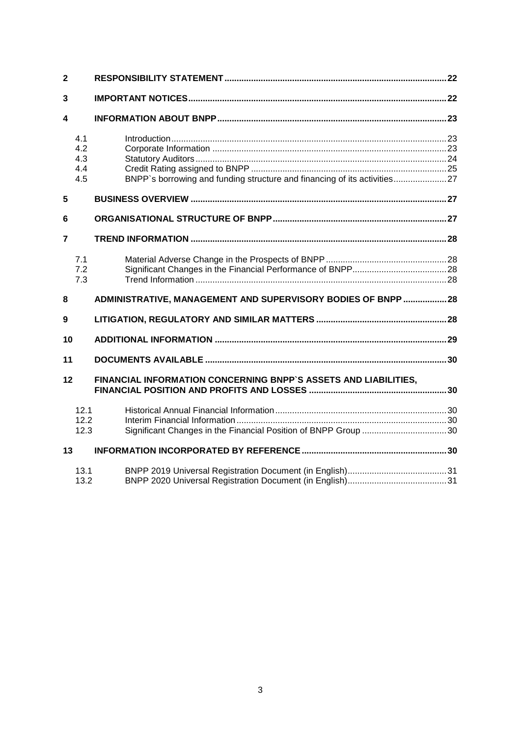| | | |
|---|---|---|
| **2** | **RESPONSIBILITY STATEMENT** | **22** |
| **3** | **IMPORTANT NOTICES** | **22** |
| **4** | **INFORMATION ABOUT BNPP** | **23** |
| 4.1 | Introduction | 23 |
| 4.2 | Corporate Information | 23 |
| 4.3 | Statutory Auditors | 24 |
| 4.4 | Credit Rating assigned to BNPP | 25 |
| 4.5 | BNPP`s borrowing and funding structure and financing of its activities | 27 |
| **5** | **BUSINESS OVERVIEW** | **27** |
| **6** | **ORGANISATIONAL STRUCTURE OF BNPP** | **27** |
| **7** | **TREND INFORMATION** | **28** |
| 7.1 | Material Adverse Change in the Prospects of BNPP | 28 |
| 7.2 | Significant Changes in the Financial Performance of BNPP | 28 |
| 7.3 | Trend Information | 28 |
| **8** | **ADMINISTRATIVE, MANAGEMENT AND SUPERVISORY BODIES OF BNPP** | **28** |
| **9** | **LITIGATION, REGULATORY AND SIMILAR MATTERS** | **28** |
| **10** | **ADDITIONAL INFORMATION** | **29** |
| **11** | **DOCUMENTS AVAILABLE** | **30** |
| **12** | **FINANCIAL INFORMATION CONCERNING BNPP`S ASSETS AND LIABILITIES, FINANCIAL POSITION AND PROFITS AND LOSSES** | **30** |
| 12.1 | Historical Annual Financial Information | 30 |
| 12.2 | Interim Financial Information | 30 |
| 12.3 | Significant Changes in the Financial Position of BNPP Group | 30 |
| **13** | **INFORMATION INCORPORATED BY REFERENCE** | **30** |
| 13.1 | BNPP 2019 Universal Registration Document (in English) | 31 |
| 13.2 | BNPP 2020 Universal Registration Document (in English) | 31 |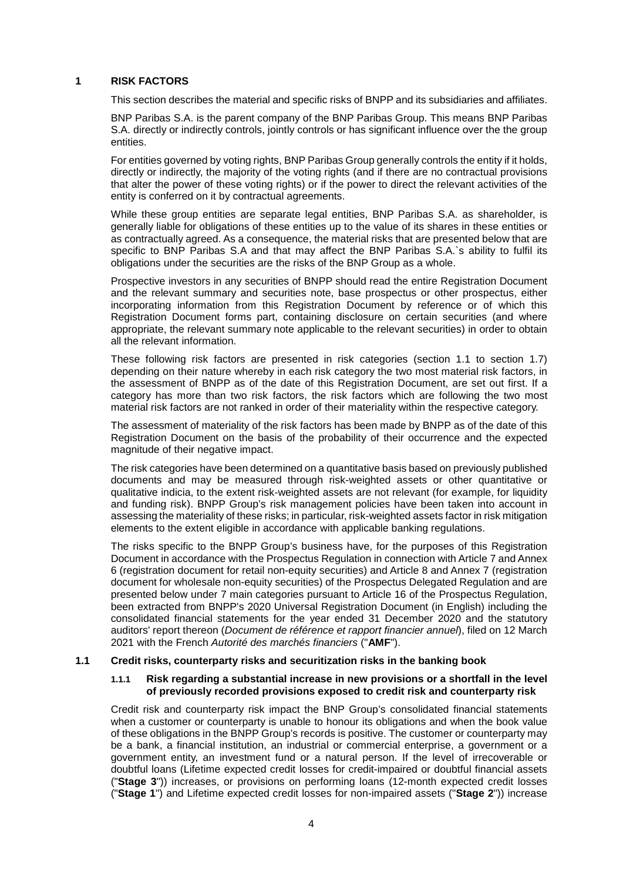# 1 RISK FACTORS

This section describes the material and specific risks of BNPP and its subsidiaries and affiliates.

BNP Paribas S.A. is the parent company of the BNP Paribas Group. This means BNP Paribas S.A. directly or indirectly controls, jointly controls or has significant influence over the the group entities.

For entities governed by voting rights, BNP Paribas Group generally controls the entity if it holds, directly or indirectly, the majority of the voting rights (and if there are no contractual provisions that alter the power of these voting rights) or if the power to direct the relevant activities of the entity is conferred on it by contractual agreements.

While these group entities are separate legal entities, BNP Paribas S.A. as shareholder, is generally liable for obligations of these entities up to the value of its shares in these entities or as contractually agreed. As a consequence, the material risks that are presented below that are specific to BNP Paribas S.A and that may affect the BNP Paribas S.A.`s ability to fulfil its obligations under the securities are the risks of the BNP Group as a whole.

Prospective investors in any securities of BNPP should read the entire Registration Document and the relevant summary and securities note, base prospectus or other prospectus, either incorporating information from this Registration Document by reference or of which this Registration Document forms part, containing disclosure on certain securities (and where appropriate, the relevant summary note applicable to the relevant securities) in order to obtain all the relevant information.

These following risk factors are presented in risk categories (section 1.1 to section 1.7) depending on their nature whereby in each risk category the two most material risk factors, in the assessment of BNPP as of the date of this Registration Document, are set out first. If a category has more than two risk factors, the risk factors which are following the two most material risk factors are not ranked in order of their materiality within the respective category.

The assessment of materiality of the risk factors has been made by BNPP as of the date of this Registration Document on the basis of the probability of their occurrence and the expected magnitude of their negative impact.

The risk categories have been determined on a quantitative basis based on previously published documents and may be measured through risk-weighted assets or other quantitative or qualitative indicia, to the extent risk-weighted assets are not relevant (for example, for liquidity and funding risk). BNPP Group's risk management policies have been taken into account in assessing the materiality of these risks; in particular, risk-weighted assets factor in risk mitigation elements to the extent eligible in accordance with applicable banking regulations.

The risks specific to the BNPP Group's business have, for the purposes of this Registration Document in accordance with the Prospectus Regulation in connection with Article 7 and Annex 6 (registration document for retail non-equity securities) and Article 8 and Annex 7 (registration document for wholesale non-equity securities) of the Prospectus Delegated Regulation and are presented below under 7 main categories pursuant to Article 16 of the Prospectus Regulation, been extracted from BNPP's 2020 Universal Registration Document (in English) including the consolidated financial statements for the year ended 31 December 2020 and the statutory auditors' report thereon (*Document de référence et rapport financier annuel*), filed on 12 March 2021 with the French *Autorité des marchés financiers* ("**AMF**").

## 1.1 Credit risks, counterparty risks and securitization risks in the banking book

### 1.1.1 Risk regarding a substantial increase in new provisions or a shortfall in the level of previously recorded provisions exposed to credit risk and counterparty risk

Credit risk and counterparty risk impact the BNP Group's consolidated financial statements when a customer or counterparty is unable to honour its obligations and when the book value of these obligations in the BNPP Group's records is positive. The customer or counterparty may be a bank, a financial institution, an industrial or commercial enterprise, a government or a government entity, an investment fund or a natural person. If the level of irrecoverable or doubtful loans (Lifetime expected credit losses for credit-impaired or doubtful financial assets ("**Stage 3**")) increases, or provisions on performing loans (12-month expected credit losses ("**Stage 1**") and Lifetime expected credit losses for non-impaired assets ("**Stage 2**")) increase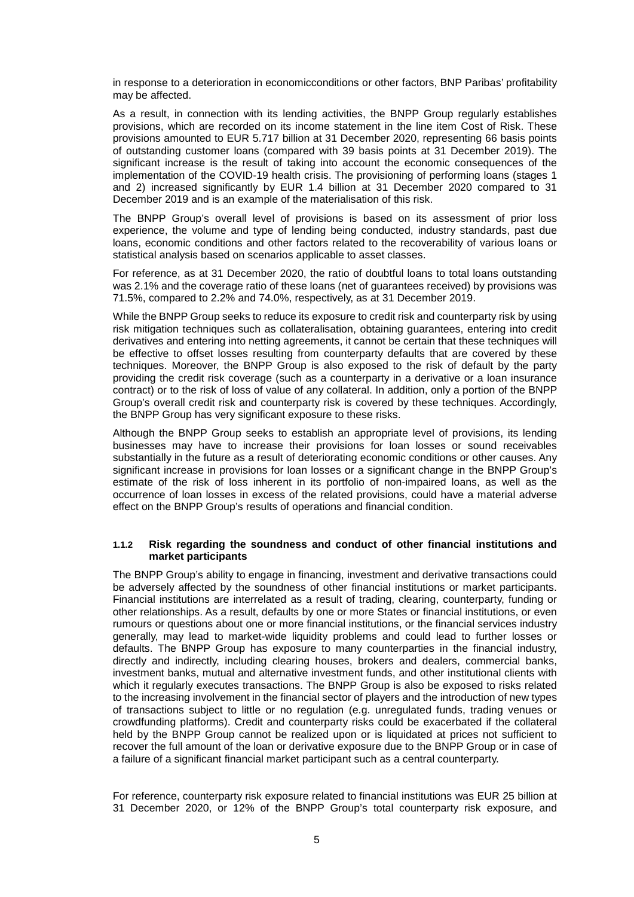in response to a deterioration in economicconditions or other factors, BNP Paribas' profitability may be affected.

As a result, in connection with its lending activities, the BNPP Group regularly establishes provisions, which are recorded on its income statement in the line item Cost of Risk. These provisions amounted to EUR 5.717 billion at 31 December 2020, representing 66 basis points of outstanding customer loans (compared with 39 basis points at 31 December 2019). The significant increase is the result of taking into account the economic consequences of the implementation of the COVID-19 health crisis. The provisioning of performing loans (stages 1 and 2) increased significantly by EUR 1.4 billion at 31 December 2020 compared to 31 December 2019 and is an example of the materialisation of this risk.

The BNPP Group's overall level of provisions is based on its assessment of prior loss experience, the volume and type of lending being conducted, industry standards, past due loans, economic conditions and other factors related to the recoverability of various loans or statistical analysis based on scenarios applicable to asset classes.

For reference, as at 31 December 2020, the ratio of doubtful loans to total loans outstanding was 2.1% and the coverage ratio of these loans (net of guarantees received) by provisions was 71.5%, compared to 2.2% and 74.0%, respectively, as at 31 December 2019.

While the BNPP Group seeks to reduce its exposure to credit risk and counterparty risk by using risk mitigation techniques such as collateralisation, obtaining guarantees, entering into credit derivatives and entering into netting agreements, it cannot be certain that these techniques will be effective to offset losses resulting from counterparty defaults that are covered by these techniques. Moreover, the BNPP Group is also exposed to the risk of default by the party providing the credit risk coverage (such as a counterparty in a derivative or a loan insurance contract) or to the risk of loss of value of any collateral. In addition, only a portion of the BNPP Group's overall credit risk and counterparty risk is covered by these techniques. Accordingly, the BNPP Group has very significant exposure to these risks.

Although the BNPP Group seeks to establish an appropriate level of provisions, its lending businesses may have to increase their provisions for loan losses or sound receivables substantially in the future as a result of deteriorating economic conditions or other causes. Any significant increase in provisions for loan losses or a significant change in the BNPP Group's estimate of the risk of loss inherent in its portfolio of non-impaired loans, as well as the occurrence of loan losses in excess of the related provisions, could have a material adverse effect on the BNPP Group's results of operations and financial condition.

#### 1.1.2 Risk regarding the soundness and conduct of other financial institutions and market participants

The BNPP Group's ability to engage in financing, investment and derivative transactions could be adversely affected by the soundness of other financial institutions or market participants. Financial institutions are interrelated as a result of trading, clearing, counterparty, funding or other relationships. As a result, defaults by one or more States or financial institutions, or even rumours or questions about one or more financial institutions, or the financial services industry generally, may lead to market-wide liquidity problems and could lead to further losses or defaults. The BNPP Group has exposure to many counterparties in the financial industry, directly and indirectly, including clearing houses, brokers and dealers, commercial banks, investment banks, mutual and alternative investment funds, and other institutional clients with which it regularly executes transactions. The BNPP Group is also be exposed to risks related to the increasing involvement in the financial sector of players and the introduction of new types of transactions subject to little or no regulation (e.g. unregulated funds, trading venues or crowdfunding platforms). Credit and counterparty risks could be exacerbated if the collateral held by the BNPP Group cannot be realized upon or is liquidated at prices not sufficient to recover the full amount of the loan or derivative exposure due to the BNPP Group or in case of a failure of a significant financial market participant such as a central counterparty.

For reference, counterparty risk exposure related to financial institutions was EUR 25 billion at 31 December 2020, or 12% of the BNPP Group's total counterparty risk exposure, and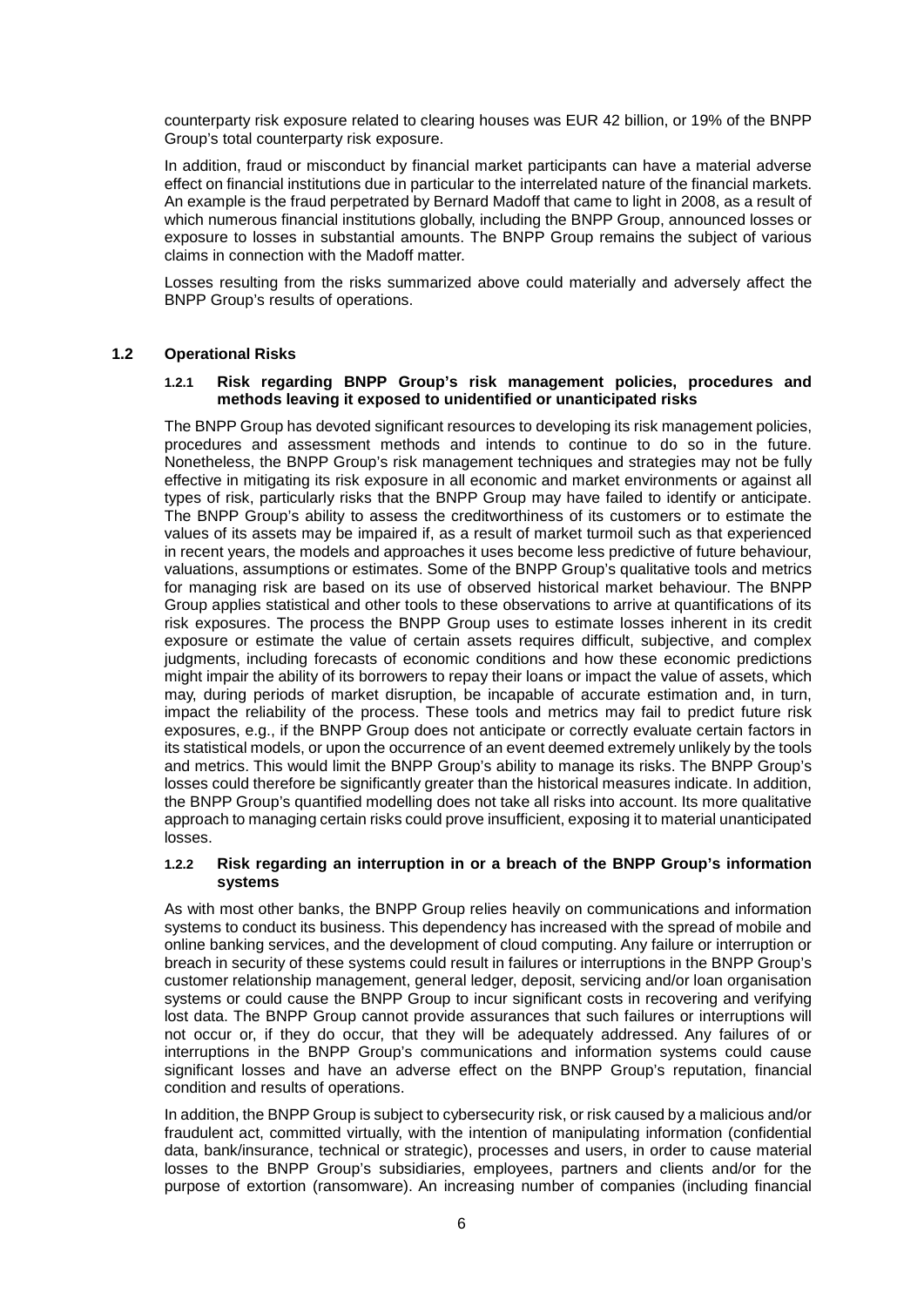counterparty risk exposure related to clearing houses was EUR 42 billion, or 19% of the BNPP Group's total counterparty risk exposure.

In addition, fraud or misconduct by financial market participants can have a material adverse effect on financial institutions due in particular to the interrelated nature of the financial markets. An example is the fraud perpetrated by Bernard Madoff that came to light in 2008, as a result of which numerous financial institutions globally, including the BNPP Group, announced losses or exposure to losses in substantial amounts. The BNPP Group remains the subject of various claims in connection with the Madoff matter.

Losses resulting from the risks summarized above could materially and adversely affect the BNPP Group's results of operations.

## 1.2 Operational Risks

### 1.2.1 Risk regarding BNPP Group's risk management policies, procedures and methods leaving it exposed to unidentified or unanticipated risks

The BNPP Group has devoted significant resources to developing its risk management policies, procedures and assessment methods and intends to continue to do so in the future. Nonetheless, the BNPP Group's risk management techniques and strategies may not be fully effective in mitigating its risk exposure in all economic and market environments or against all types of risk, particularly risks that the BNPP Group may have failed to identify or anticipate. The BNPP Group's ability to assess the creditworthiness of its customers or to estimate the values of its assets may be impaired if, as a result of market turmoil such as that experienced in recent years, the models and approaches it uses become less predictive of future behaviour, valuations, assumptions or estimates. Some of the BNPP Group's qualitative tools and metrics for managing risk are based on its use of observed historical market behaviour. The BNPP Group applies statistical and other tools to these observations to arrive at quantifications of its risk exposures. The process the BNPP Group uses to estimate losses inherent in its credit exposure or estimate the value of certain assets requires difficult, subjective, and complex judgments, including forecasts of economic conditions and how these economic predictions might impair the ability of its borrowers to repay their loans or impact the value of assets, which may, during periods of market disruption, be incapable of accurate estimation and, in turn, impact the reliability of the process. These tools and metrics may fail to predict future risk exposures, e.g., if the BNPP Group does not anticipate or correctly evaluate certain factors in its statistical models, or upon the occurrence of an event deemed extremely unlikely by the tools and metrics. This would limit the BNPP Group's ability to manage its risks. The BNPP Group's losses could therefore be significantly greater than the historical measures indicate. In addition, the BNPP Group's quantified modelling does not take all risks into account. Its more qualitative approach to managing certain risks could prove insufficient, exposing it to material unanticipated losses.

### 1.2.2 Risk regarding an interruption in or a breach of the BNPP Group's information systems

As with most other banks, the BNPP Group relies heavily on communications and information systems to conduct its business. This dependency has increased with the spread of mobile and online banking services, and the development of cloud computing. Any failure or interruption or breach in security of these systems could result in failures or interruptions in the BNPP Group's customer relationship management, general ledger, deposit, servicing and/or loan organisation systems or could cause the BNPP Group to incur significant costs in recovering and verifying lost data. The BNPP Group cannot provide assurances that such failures or interruptions will not occur or, if they do occur, that they will be adequately addressed. Any failures of or interruptions in the BNPP Group's communications and information systems could cause significant losses and have an adverse effect on the BNPP Group's reputation, financial condition and results of operations.

In addition, the BNPP Group is subject to cybersecurity risk, or risk caused by a malicious and/or fraudulent act, committed virtually, with the intention of manipulating information (confidential data, bank/insurance, technical or strategic), processes and users, in order to cause material losses to the BNPP Group's subsidiaries, employees, partners and clients and/or for the purpose of extortion (ransomware). An increasing number of companies (including financial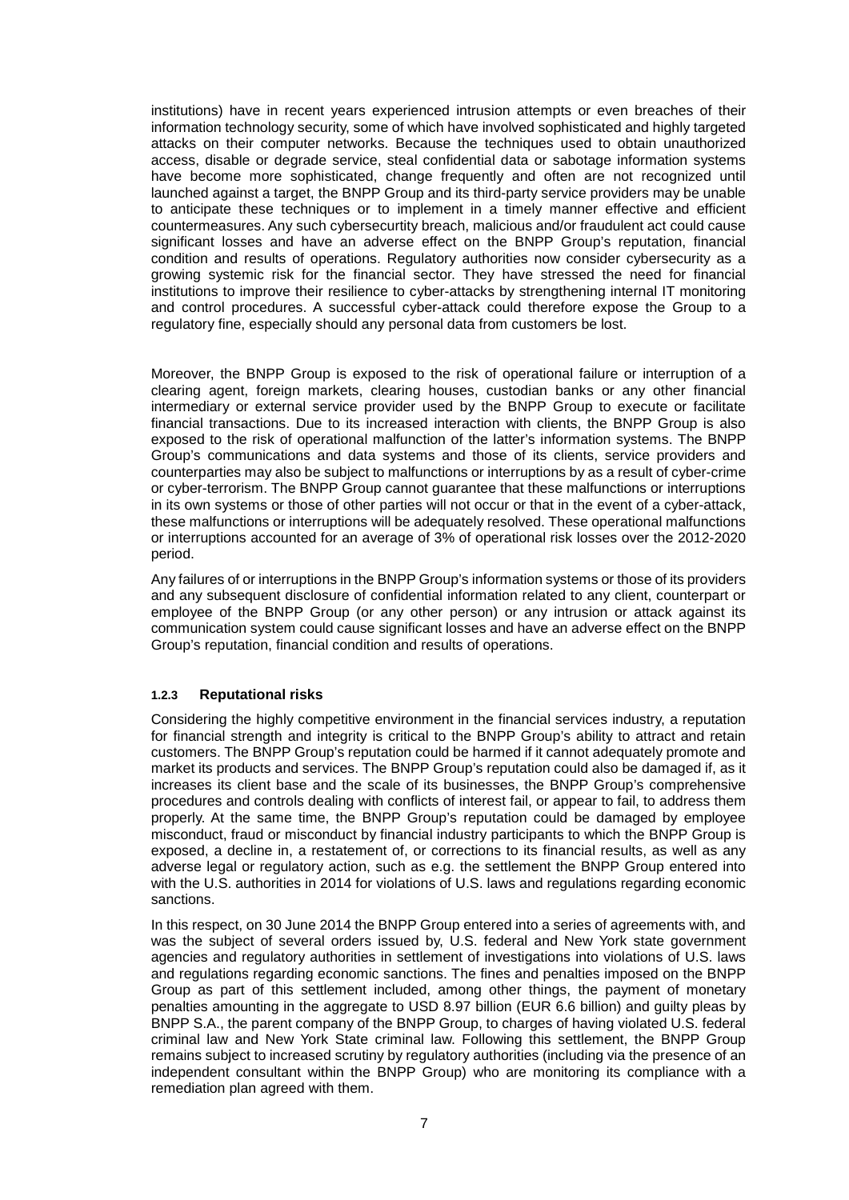institutions) have in recent years experienced intrusion attempts or even breaches of their information technology security, some of which have involved sophisticated and highly targeted attacks on their computer networks. Because the techniques used to obtain unauthorized access, disable or degrade service, steal confidential data or sabotage information systems have become more sophisticated, change frequently and often are not recognized until launched against a target, the BNPP Group and its third-party service providers may be unable to anticipate these techniques or to implement in a timely manner effective and efficient countermeasures. Any such cybersecurtity breach, malicious and/or fraudulent act could cause significant losses and have an adverse effect on the BNPP Group's reputation, financial condition and results of operations. Regulatory authorities now consider cybersecurity as a growing systemic risk for the financial sector. They have stressed the need for financial institutions to improve their resilience to cyber-attacks by strengthening internal IT monitoring and control procedures. A successful cyber-attack could therefore expose the Group to a regulatory fine, especially should any personal data from customers be lost.

Moreover, the BNPP Group is exposed to the risk of operational failure or interruption of a clearing agent, foreign markets, clearing houses, custodian banks or any other financial intermediary or external service provider used by the BNPP Group to execute or facilitate financial transactions. Due to its increased interaction with clients, the BNPP Group is also exposed to the risk of operational malfunction of the latter's information systems. The BNPP Group's communications and data systems and those of its clients, service providers and counterparties may also be subject to malfunctions or interruptions by as a result of cyber-crime or cyber-terrorism. The BNPP Group cannot guarantee that these malfunctions or interruptions in its own systems or those of other parties will not occur or that in the event of a cyber-attack, these malfunctions or interruptions will be adequately resolved. These operational malfunctions or interruptions accounted for an average of 3% of operational risk losses over the 2012-2020 period.

Any failures of or interruptions in the BNPP Group's information systems or those of its providers and any subsequent disclosure of confidential information related to any client, counterpart or employee of the BNPP Group (or any other person) or any intrusion or attack against its communication system could cause significant losses and have an adverse effect on the BNPP Group's reputation, financial condition and results of operations.

### 1.2.3 Reputational risks

Considering the highly competitive environment in the financial services industry, a reputation for financial strength and integrity is critical to the BNPP Group's ability to attract and retain customers. The BNPP Group's reputation could be harmed if it cannot adequately promote and market its products and services. The BNPP Group's reputation could also be damaged if, as it increases its client base and the scale of its businesses, the BNPP Group's comprehensive procedures and controls dealing with conflicts of interest fail, or appear to fail, to address them properly. At the same time, the BNPP Group's reputation could be damaged by employee misconduct, fraud or misconduct by financial industry participants to which the BNPP Group is exposed, a decline in, a restatement of, or corrections to its financial results, as well as any adverse legal or regulatory action, such as e.g. the settlement the BNPP Group entered into with the U.S. authorities in 2014 for violations of U.S. laws and regulations regarding economic sanctions.

In this respect, on 30 June 2014 the BNPP Group entered into a series of agreements with, and was the subject of several orders issued by, U.S. federal and New York state government agencies and regulatory authorities in settlement of investigations into violations of U.S. laws and regulations regarding economic sanctions. The fines and penalties imposed on the BNPP Group as part of this settlement included, among other things, the payment of monetary penalties amounting in the aggregate to USD 8.97 billion (EUR 6.6 billion) and guilty pleas by BNPP S.A., the parent company of the BNPP Group, to charges of having violated U.S. federal criminal law and New York State criminal law. Following this settlement, the BNPP Group remains subject to increased scrutiny by regulatory authorities (including via the presence of an independent consultant within the BNPP Group) who are monitoring its compliance with a remediation plan agreed with them.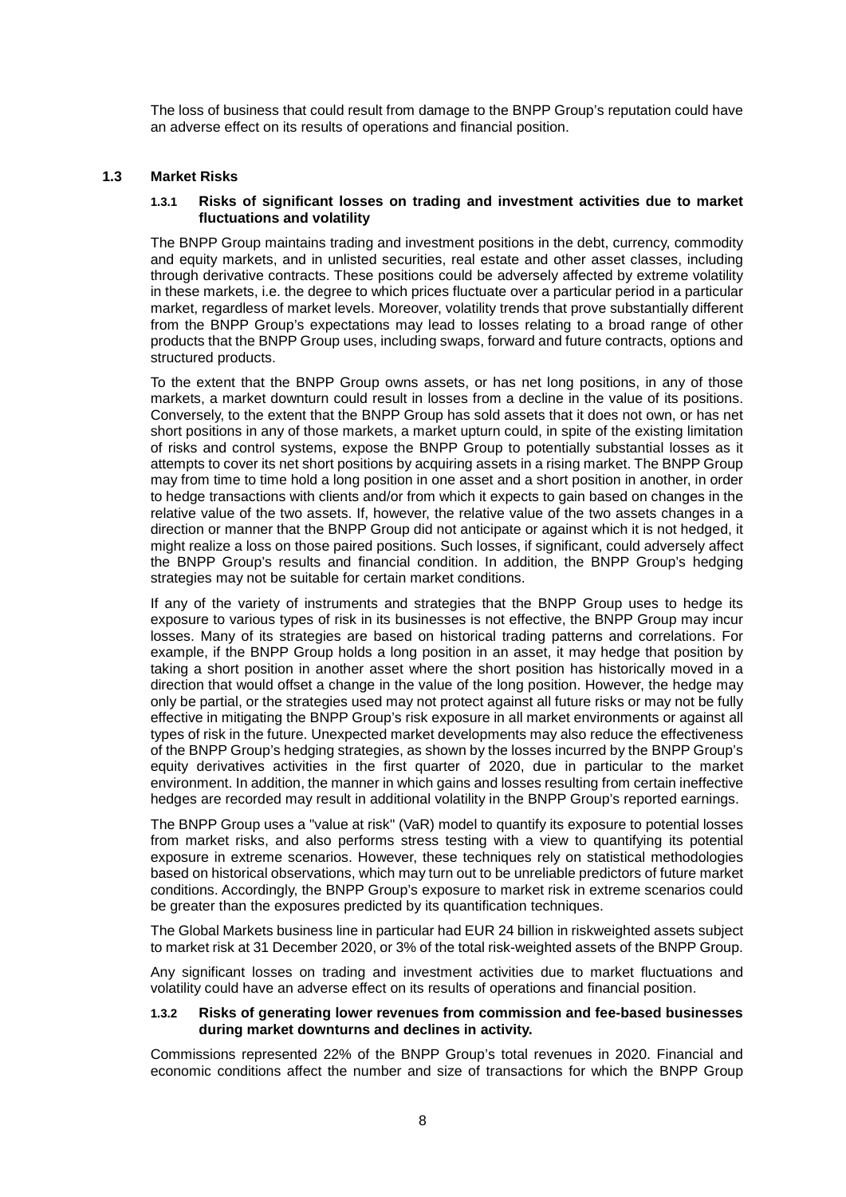The loss of business that could result from damage to the BNPP Group's reputation could have an adverse effect on its results of operations and financial position.

## 1.3 Market Risks

### 1.3.1 Risks of significant losses on trading and investment activities due to market fluctuations and volatility

The BNPP Group maintains trading and investment positions in the debt, currency, commodity and equity markets, and in unlisted securities, real estate and other asset classes, including through derivative contracts. These positions could be adversely affected by extreme volatility in these markets, i.e. the degree to which prices fluctuate over a particular period in a particular market, regardless of market levels. Moreover, volatility trends that prove substantially different from the BNPP Group's expectations may lead to losses relating to a broad range of other products that the BNPP Group uses, including swaps, forward and future contracts, options and structured products.

To the extent that the BNPP Group owns assets, or has net long positions, in any of those markets, a market downturn could result in losses from a decline in the value of its positions. Conversely, to the extent that the BNPP Group has sold assets that it does not own, or has net short positions in any of those markets, a market upturn could, in spite of the existing limitation of risks and control systems, expose the BNPP Group to potentially substantial losses as it attempts to cover its net short positions by acquiring assets in a rising market. The BNPP Group may from time to time hold a long position in one asset and a short position in another, in order to hedge transactions with clients and/or from which it expects to gain based on changes in the relative value of the two assets. If, however, the relative value of the two assets changes in a direction or manner that the BNPP Group did not anticipate or against which it is not hedged, it might realize a loss on those paired positions. Such losses, if significant, could adversely affect the BNPP Group's results and financial condition. In addition, the BNPP Group's hedging strategies may not be suitable for certain market conditions.

If any of the variety of instruments and strategies that the BNPP Group uses to hedge its exposure to various types of risk in its businesses is not effective, the BNPP Group may incur losses. Many of its strategies are based on historical trading patterns and correlations. For example, if the BNPP Group holds a long position in an asset, it may hedge that position by taking a short position in another asset where the short position has historically moved in a direction that would offset a change in the value of the long position. However, the hedge may only be partial, or the strategies used may not protect against all future risks or may not be fully effective in mitigating the BNPP Group's risk exposure in all market environments or against all types of risk in the future. Unexpected market developments may also reduce the effectiveness of the BNPP Group's hedging strategies, as shown by the losses incurred by the BNPP Group's equity derivatives activities in the first quarter of 2020, due in particular to the market environment. In addition, the manner in which gains and losses resulting from certain ineffective hedges are recorded may result in additional volatility in the BNPP Group's reported earnings.

The BNPP Group uses a "value at risk" (VaR) model to quantify its exposure to potential losses from market risks, and also performs stress testing with a view to quantifying its potential exposure in extreme scenarios. However, these techniques rely on statistical methodologies based on historical observations, which may turn out to be unreliable predictors of future market conditions. Accordingly, the BNPP Group's exposure to market risk in extreme scenarios could be greater than the exposures predicted by its quantification techniques.

The Global Markets business line in particular had EUR 24 billion in riskweighted assets subject to market risk at 31 December 2020, or 3% of the total risk-weighted assets of the BNPP Group.

Any significant losses on trading and investment activities due to market fluctuations and volatility could have an adverse effect on its results of operations and financial position.

### 1.3.2 Risks of generating lower revenues from commission and fee-based businesses during market downturns and declines in activity.

Commissions represented 22% of the BNPP Group's total revenues in 2020. Financial and economic conditions affect the number and size of transactions for which the BNPP Group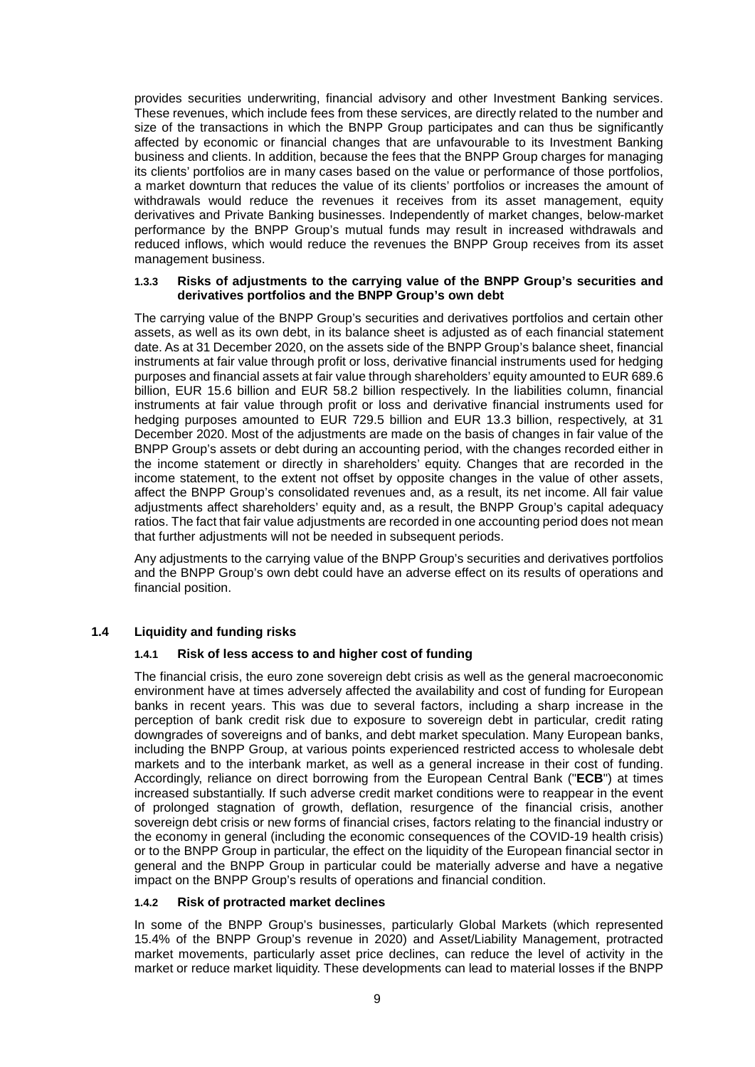provides securities underwriting, financial advisory and other Investment Banking services. These revenues, which include fees from these services, are directly related to the number and size of the transactions in which the BNPP Group participates and can thus be significantly affected by economic or financial changes that are unfavourable to its Investment Banking business and clients. In addition, because the fees that the BNPP Group charges for managing its clients' portfolios are in many cases based on the value or performance of those portfolios, a market downturn that reduces the value of its clients' portfolios or increases the amount of withdrawals would reduce the revenues it receives from its asset management, equity derivatives and Private Banking businesses. Independently of market changes, below-market performance by the BNPP Group's mutual funds may result in increased withdrawals and reduced inflows, which would reduce the revenues the BNPP Group receives from its asset management business.

#### 1.3.3 Risks of adjustments to the carrying value of the BNPP Group's securities and derivatives portfolios and the BNPP Group's own debt

The carrying value of the BNPP Group's securities and derivatives portfolios and certain other assets, as well as its own debt, in its balance sheet is adjusted as of each financial statement date. As at 31 December 2020, on the assets side of the BNPP Group's balance sheet, financial instruments at fair value through profit or loss, derivative financial instruments used for hedging purposes and financial assets at fair value through shareholders' equity amounted to EUR 689.6 billion, EUR 15.6 billion and EUR 58.2 billion respectively. In the liabilities column, financial instruments at fair value through profit or loss and derivative financial instruments used for hedging purposes amounted to EUR 729.5 billion and EUR 13.3 billion, respectively, at 31 December 2020. Most of the adjustments are made on the basis of changes in fair value of the BNPP Group's assets or debt during an accounting period, with the changes recorded either in the income statement or directly in shareholders' equity. Changes that are recorded in the income statement, to the extent not offset by opposite changes in the value of other assets, affect the BNPP Group's consolidated revenues and, as a result, its net income. All fair value adjustments affect shareholders' equity and, as a result, the BNPP Group's capital adequacy ratios. The fact that fair value adjustments are recorded in one accounting period does not mean that further adjustments will not be needed in subsequent periods.

Any adjustments to the carrying value of the BNPP Group's securities and derivatives portfolios and the BNPP Group's own debt could have an adverse effect on its results of operations and financial position.

### 1.4 Liquidity and funding risks

#### 1.4.1 Risk of less access to and higher cost of funding

The financial crisis, the euro zone sovereign debt crisis as well as the general macroeconomic environment have at times adversely affected the availability and cost of funding for European banks in recent years. This was due to several factors, including a sharp increase in the perception of bank credit risk due to exposure to sovereign debt in particular, credit rating downgrades of sovereigns and of banks, and debt market speculation. Many European banks, including the BNPP Group, at various points experienced restricted access to wholesale debt markets and to the interbank market, as well as a general increase in their cost of funding. Accordingly, reliance on direct borrowing from the European Central Bank ("**ECB**") at times increased substantially. If such adverse credit market conditions were to reappear in the event of prolonged stagnation of growth, deflation, resurgence of the financial crisis, another sovereign debt crisis or new forms of financial crises, factors relating to the financial industry or the economy in general (including the economic consequences of the COVID-19 health crisis) or to the BNPP Group in particular, the effect on the liquidity of the European financial sector in general and the BNPP Group in particular could be materially adverse and have a negative impact on the BNPP Group's results of operations and financial condition.

#### 1.4.2 Risk of protracted market declines

In some of the BNPP Group's businesses, particularly Global Markets (which represented 15.4% of the BNPP Group's revenue in 2020) and Asset/Liability Management, protracted market movements, particularly asset price declines, can reduce the level of activity in the market or reduce market liquidity. These developments can lead to material losses if the BNPP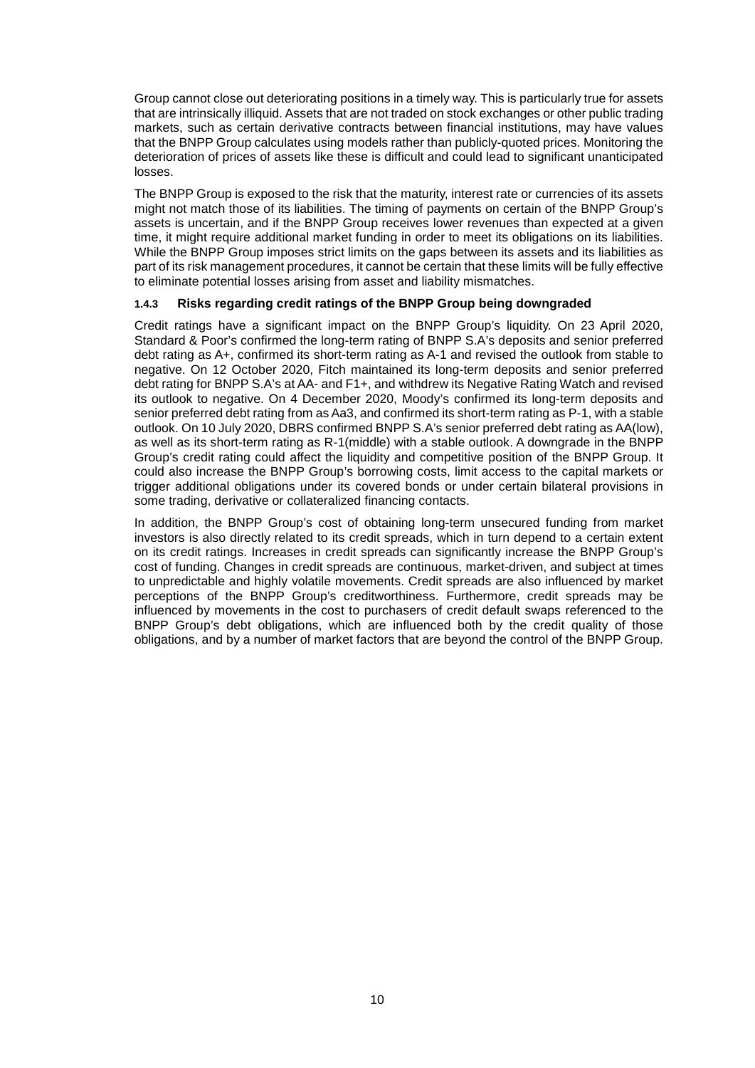Group cannot close out deteriorating positions in a timely way. This is particularly true for assets that are intrinsically illiquid. Assets that are not traded on stock exchanges or other public trading markets, such as certain derivative contracts between financial institutions, may have values that the BNPP Group calculates using models rather than publicly-quoted prices. Monitoring the deterioration of prices of assets like these is difficult and could lead to significant unanticipated losses.

The BNPP Group is exposed to the risk that the maturity, interest rate or currencies of its assets might not match those of its liabilities. The timing of payments on certain of the BNPP Group's assets is uncertain, and if the BNPP Group receives lower revenues than expected at a given time, it might require additional market funding in order to meet its obligations on its liabilities. While the BNPP Group imposes strict limits on the gaps between its assets and its liabilities as part of its risk management procedures, it cannot be certain that these limits will be fully effective to eliminate potential losses arising from asset and liability mismatches.

#### 1.4.3 Risks regarding credit ratings of the BNPP Group being downgraded

Credit ratings have a significant impact on the BNPP Group's liquidity. On 23 April 2020, Standard & Poor's confirmed the long-term rating of BNPP S.A's deposits and senior preferred debt rating as A+, confirmed its short-term rating as A-1 and revised the outlook from stable to negative. On 12 October 2020, Fitch maintained its long-term deposits and senior preferred debt rating for BNPP S.A's at AA- and F1+, and withdrew its Negative Rating Watch and revised its outlook to negative. On 4 December 2020, Moody's confirmed its long-term deposits and senior preferred debt rating from as Aa3, and confirmed its short-term rating as P-1, with a stable outlook. On 10 July 2020, DBRS confirmed BNPP S.A's senior preferred debt rating as AA(low), as well as its short-term rating as R-1(middle) with a stable outlook. A downgrade in the BNPP Group's credit rating could affect the liquidity and competitive position of the BNPP Group. It could also increase the BNPP Group's borrowing costs, limit access to the capital markets or trigger additional obligations under its covered bonds or under certain bilateral provisions in some trading, derivative or collateralized financing contacts.

In addition, the BNPP Group's cost of obtaining long-term unsecured funding from market investors is also directly related to its credit spreads, which in turn depend to a certain extent on its credit ratings. Increases in credit spreads can significantly increase the BNPP Group's cost of funding. Changes in credit spreads are continuous, market-driven, and subject at times to unpredictable and highly volatile movements. Credit spreads are also influenced by market perceptions of the BNPP Group's creditworthiness. Furthermore, credit spreads may be influenced by movements in the cost to purchasers of credit default swaps referenced to the BNPP Group's debt obligations, which are influenced both by the credit quality of those obligations, and by a number of market factors that are beyond the control of the BNPP Group.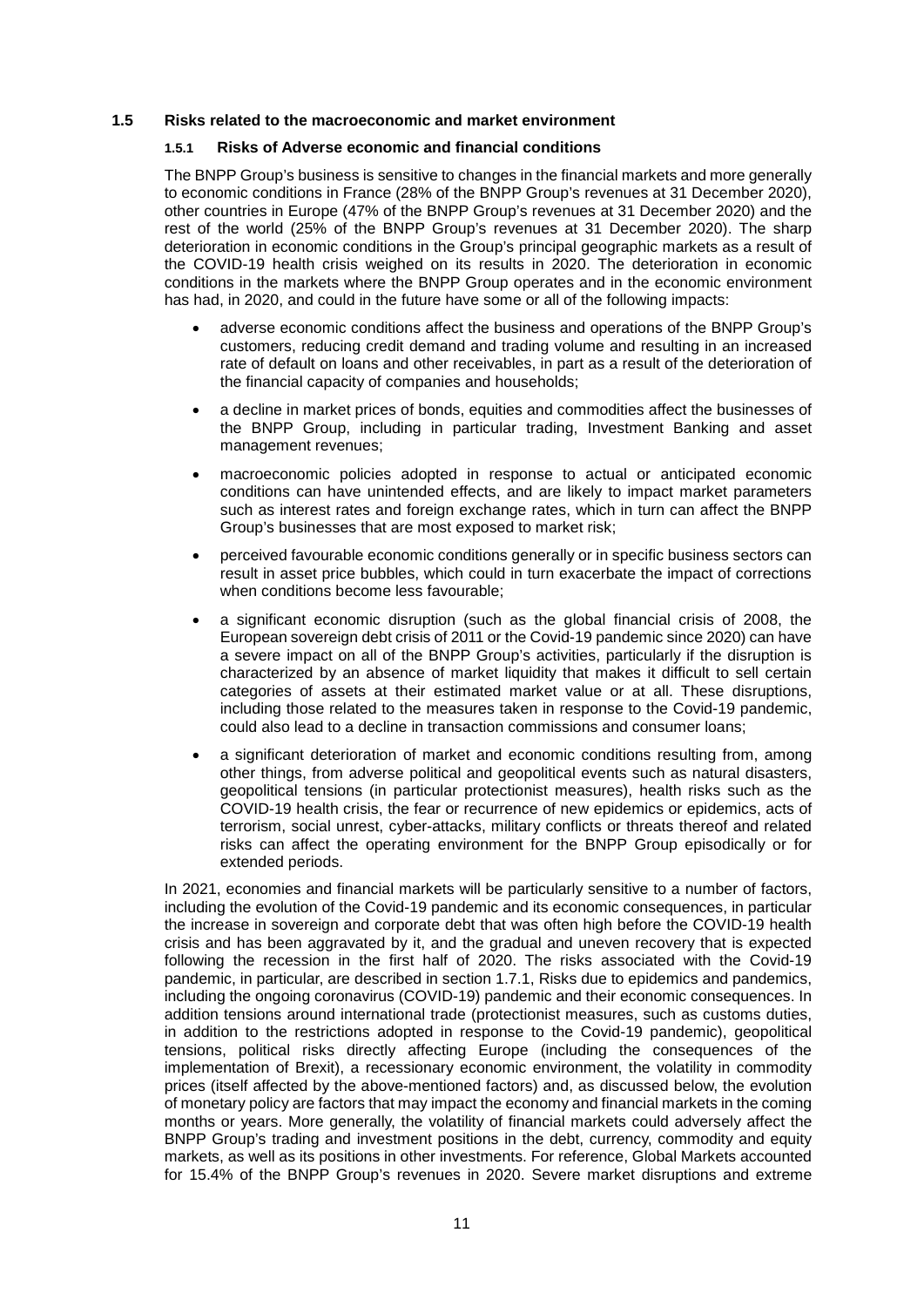## 1.5 Risks related to the macroeconomic and market environment

### 1.5.1 Risks of Adverse economic and financial conditions

The BNPP Group's business is sensitive to changes in the financial markets and more generally to economic conditions in France (28% of the BNPP Group's revenues at 31 December 2020), other countries in Europe (47% of the BNPP Group's revenues at 31 December 2020) and the rest of the world (25% of the BNPP Group's revenues at 31 December 2020). The sharp deterioration in economic conditions in the Group's principal geographic markets as a result of the COVID-19 health crisis weighed on its results in 2020. The deterioration in economic conditions in the markets where the BNPP Group operates and in the economic environment has had, in 2020, and could in the future have some or all of the following impacts:

- adverse economic conditions affect the business and operations of the BNPP Group's customers, reducing credit demand and trading volume and resulting in an increased rate of default on loans and other receivables, in part as a result of the deterioration of the financial capacity of companies and households;
- a decline in market prices of bonds, equities and commodities affect the businesses of the BNPP Group, including in particular trading, Investment Banking and asset management revenues;
- macroeconomic policies adopted in response to actual or anticipated economic conditions can have unintended effects, and are likely to impact market parameters such as interest rates and foreign exchange rates, which in turn can affect the BNPP Group's businesses that are most exposed to market risk;
- perceived favourable economic conditions generally or in specific business sectors can result in asset price bubbles, which could in turn exacerbate the impact of corrections when conditions become less favourable;
- a significant economic disruption (such as the global financial crisis of 2008, the European sovereign debt crisis of 2011 or the Covid-19 pandemic since 2020) can have a severe impact on all of the BNPP Group's activities, particularly if the disruption is characterized by an absence of market liquidity that makes it difficult to sell certain categories of assets at their estimated market value or at all. These disruptions, including those related to the measures taken in response to the Covid-19 pandemic, could also lead to a decline in transaction commissions and consumer loans;
- a significant deterioration of market and economic conditions resulting from, among other things, from adverse political and geopolitical events such as natural disasters, geopolitical tensions (in particular protectionist measures), health risks such as the COVID-19 health crisis, the fear or recurrence of new epidemics or epidemics, acts of terrorism, social unrest, cyber-attacks, military conflicts or threats thereof and related risks can affect the operating environment for the BNPP Group episodically or for extended periods.

In 2021, economies and financial markets will be particularly sensitive to a number of factors, including the evolution of the Covid-19 pandemic and its economic consequences, in particular the increase in sovereign and corporate debt that was often high before the COVID-19 health crisis and has been aggravated by it, and the gradual and uneven recovery that is expected following the recession in the first half of 2020. The risks associated with the Covid-19 pandemic, in particular, are described in section 1.7.1, Risks due to epidemics and pandemics, including the ongoing coronavirus (COVID-19) pandemic and their economic consequences. In addition tensions around international trade (protectionist measures, such as customs duties, in addition to the restrictions adopted in response to the Covid-19 pandemic), geopolitical tensions, political risks directly affecting Europe (including the consequences of the implementation of Brexit), a recessionary economic environment, the volatility in commodity prices (itself affected by the above-mentioned factors) and, as discussed below, the evolution of monetary policy are factors that may impact the economy and financial markets in the coming months or years. More generally, the volatility of financial markets could adversely affect the BNPP Group's trading and investment positions in the debt, currency, commodity and equity markets, as well as its positions in other investments. For reference, Global Markets accounted for 15.4% of the BNPP Group's revenues in 2020. Severe market disruptions and extreme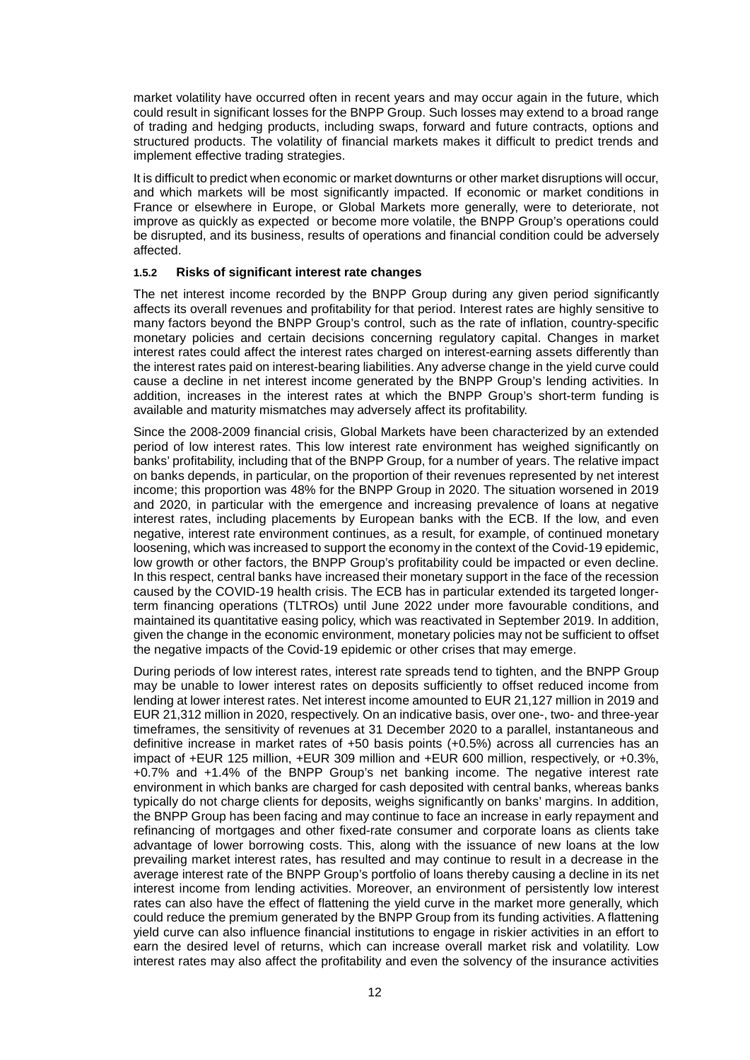market volatility have occurred often in recent years and may occur again in the future, which could result in significant losses for the BNPP Group. Such losses may extend to a broad range of trading and hedging products, including swaps, forward and future contracts, options and structured products. The volatility of financial markets makes it difficult to predict trends and implement effective trading strategies.

It is difficult to predict when economic or market downturns or other market disruptions will occur, and which markets will be most significantly impacted. If economic or market conditions in France or elsewhere in Europe, or Global Markets more generally, were to deteriorate, not improve as quickly as expected or become more volatile, the BNPP Group's operations could be disrupted, and its business, results of operations and financial condition could be adversely affected.

#### 1.5.2 Risks of significant interest rate changes

The net interest income recorded by the BNPP Group during any given period significantly affects its overall revenues and profitability for that period. Interest rates are highly sensitive to many factors beyond the BNPP Group's control, such as the rate of inflation, country-specific monetary policies and certain decisions concerning regulatory capital. Changes in market interest rates could affect the interest rates charged on interest-earning assets differently than the interest rates paid on interest-bearing liabilities. Any adverse change in the yield curve could cause a decline in net interest income generated by the BNPP Group's lending activities. In addition, increases in the interest rates at which the BNPP Group's short-term funding is available and maturity mismatches may adversely affect its profitability.

Since the 2008-2009 financial crisis, Global Markets have been characterized by an extended period of low interest rates. This low interest rate environment has weighed significantly on banks' profitability, including that of the BNPP Group, for a number of years. The relative impact on banks depends, in particular, on the proportion of their revenues represented by net interest income; this proportion was 48% for the BNPP Group in 2020. The situation worsened in 2019 and 2020, in particular with the emergence and increasing prevalence of loans at negative interest rates, including placements by European banks with the ECB. If the low, and even negative, interest rate environment continues, as a result, for example, of continued monetary loosening, which was increased to support the economy in the context of the Covid-19 epidemic, low growth or other factors, the BNPP Group's profitability could be impacted or even decline. In this respect, central banks have increased their monetary support in the face of the recession caused by the COVID-19 health crisis. The ECB has in particular extended its targeted longer-term financing operations (TLTROs) until June 2022 under more favourable conditions, and maintained its quantitative easing policy, which was reactivated in September 2019. In addition, given the change in the economic environment, monetary policies may not be sufficient to offset the negative impacts of the Covid-19 epidemic or other crises that may emerge.

During periods of low interest rates, interest rate spreads tend to tighten, and the BNPP Group may be unable to lower interest rates on deposits sufficiently to offset reduced income from lending at lower interest rates. Net interest income amounted to EUR 21,127 million in 2019 and EUR 21,312 million in 2020, respectively. On an indicative basis, over one-, two- and three-year timeframes, the sensitivity of revenues at 31 December 2020 to a parallel, instantaneous and definitive increase in market rates of +50 basis points (+0.5%) across all currencies has an impact of +EUR 125 million, +EUR 309 million and +EUR 600 million, respectively, or +0.3%, +0.7% and +1.4% of the BNPP Group's net banking income. The negative interest rate environment in which banks are charged for cash deposited with central banks, whereas banks typically do not charge clients for deposits, weighs significantly on banks' margins. In addition, the BNPP Group has been facing and may continue to face an increase in early repayment and refinancing of mortgages and other fixed-rate consumer and corporate loans as clients take advantage of lower borrowing costs. This, along with the issuance of new loans at the low prevailing market interest rates, has resulted and may continue to result in a decrease in the average interest rate of the BNPP Group's portfolio of loans thereby causing a decline in its net interest income from lending activities. Moreover, an environment of persistently low interest rates can also have the effect of flattening the yield curve in the market more generally, which could reduce the premium generated by the BNPP Group from its funding activities. A flattening yield curve can also influence financial institutions to engage in riskier activities in an effort to earn the desired level of returns, which can increase overall market risk and volatility. Low interest rates may also affect the profitability and even the solvency of the insurance activities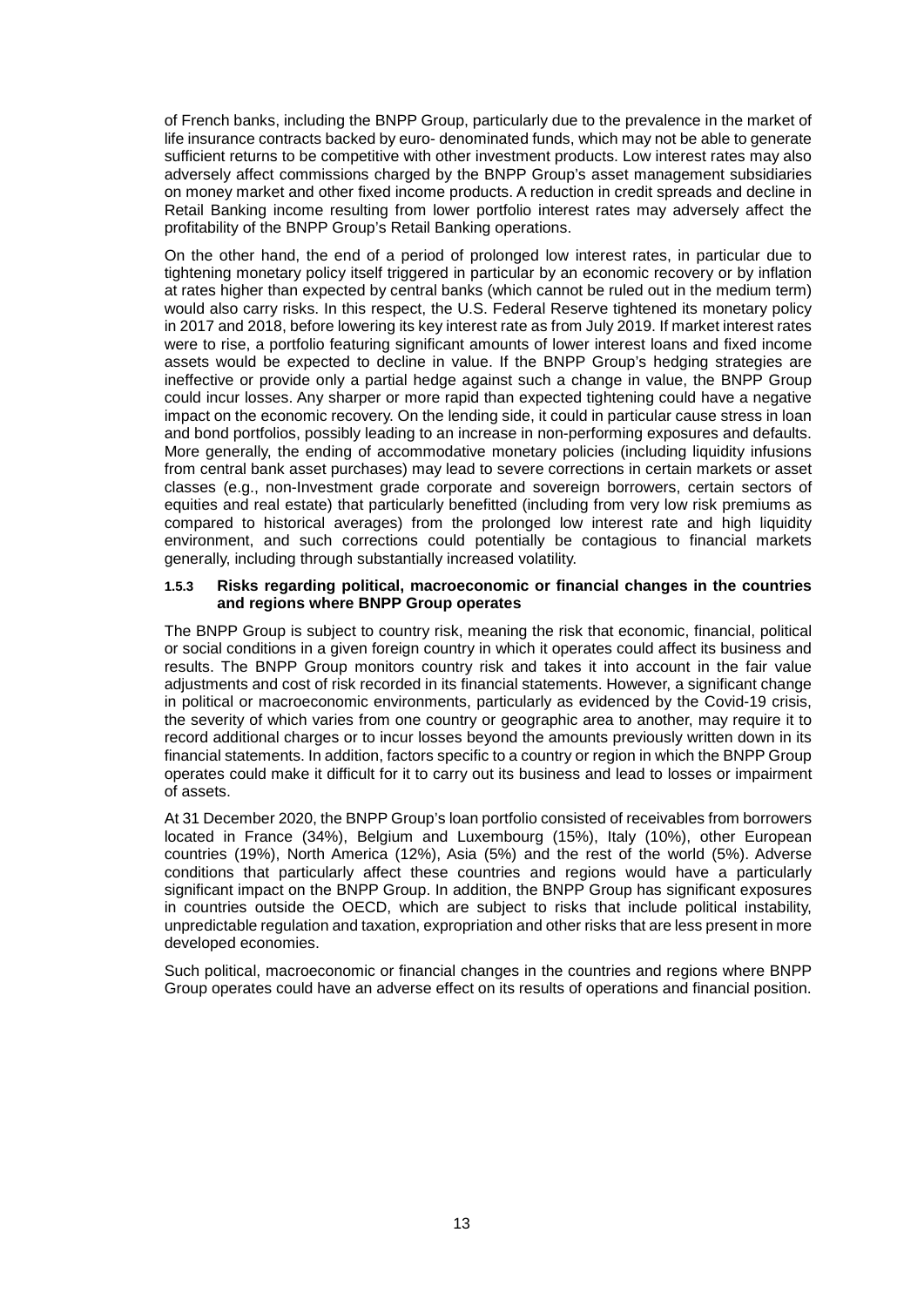of French banks, including the BNPP Group, particularly due to the prevalence in the market of life insurance contracts backed by euro- denominated funds, which may not be able to generate sufficient returns to be competitive with other investment products. Low interest rates may also adversely affect commissions charged by the BNPP Group's asset management subsidiaries on money market and other fixed income products. A reduction in credit spreads and decline in Retail Banking income resulting from lower portfolio interest rates may adversely affect the profitability of the BNPP Group's Retail Banking operations.

On the other hand, the end of a period of prolonged low interest rates, in particular due to tightening monetary policy itself triggered in particular by an economic recovery or by inflation at rates higher than expected by central banks (which cannot be ruled out in the medium term) would also carry risks. In this respect, the U.S. Federal Reserve tightened its monetary policy in 2017 and 2018, before lowering its key interest rate as from July 2019. If market interest rates were to rise, a portfolio featuring significant amounts of lower interest loans and fixed income assets would be expected to decline in value. If the BNPP Group's hedging strategies are ineffective or provide only a partial hedge against such a change in value, the BNPP Group could incur losses. Any sharper or more rapid than expected tightening could have a negative impact on the economic recovery. On the lending side, it could in particular cause stress in loan and bond portfolios, possibly leading to an increase in non-performing exposures and defaults. More generally, the ending of accommodative monetary policies (including liquidity infusions from central bank asset purchases) may lead to severe corrections in certain markets or asset classes (e.g., non-Investment grade corporate and sovereign borrowers, certain sectors of equities and real estate) that particularly benefitted (including from very low risk premiums as compared to historical averages) from the prolonged low interest rate and high liquidity environment, and such corrections could potentially be contagious to financial markets generally, including through substantially increased volatility.

#### 1.5.3 Risks regarding political, macroeconomic or financial changes in the countries and regions where BNPP Group operates

The BNPP Group is subject to country risk, meaning the risk that economic, financial, political or social conditions in a given foreign country in which it operates could affect its business and results. The BNPP Group monitors country risk and takes it into account in the fair value adjustments and cost of risk recorded in its financial statements. However, a significant change in political or macroeconomic environments, particularly as evidenced by the Covid-19 crisis, the severity of which varies from one country or geographic area to another, may require it to record additional charges or to incur losses beyond the amounts previously written down in its financial statements. In addition, factors specific to a country or region in which the BNPP Group operates could make it difficult for it to carry out its business and lead to losses or impairment of assets.

At 31 December 2020, the BNPP Group's loan portfolio consisted of receivables from borrowers located in France (34%), Belgium and Luxembourg (15%), Italy (10%), other European countries (19%), North America (12%), Asia (5%) and the rest of the world (5%). Adverse conditions that particularly affect these countries and regions would have a particularly significant impact on the BNPP Group. In addition, the BNPP Group has significant exposures in countries outside the OECD, which are subject to risks that include political instability, unpredictable regulation and taxation, expropriation and other risks that are less present in more developed economies.

Such political, macroeconomic or financial changes in the countries and regions where BNPP Group operates could have an adverse effect on its results of operations and financial position.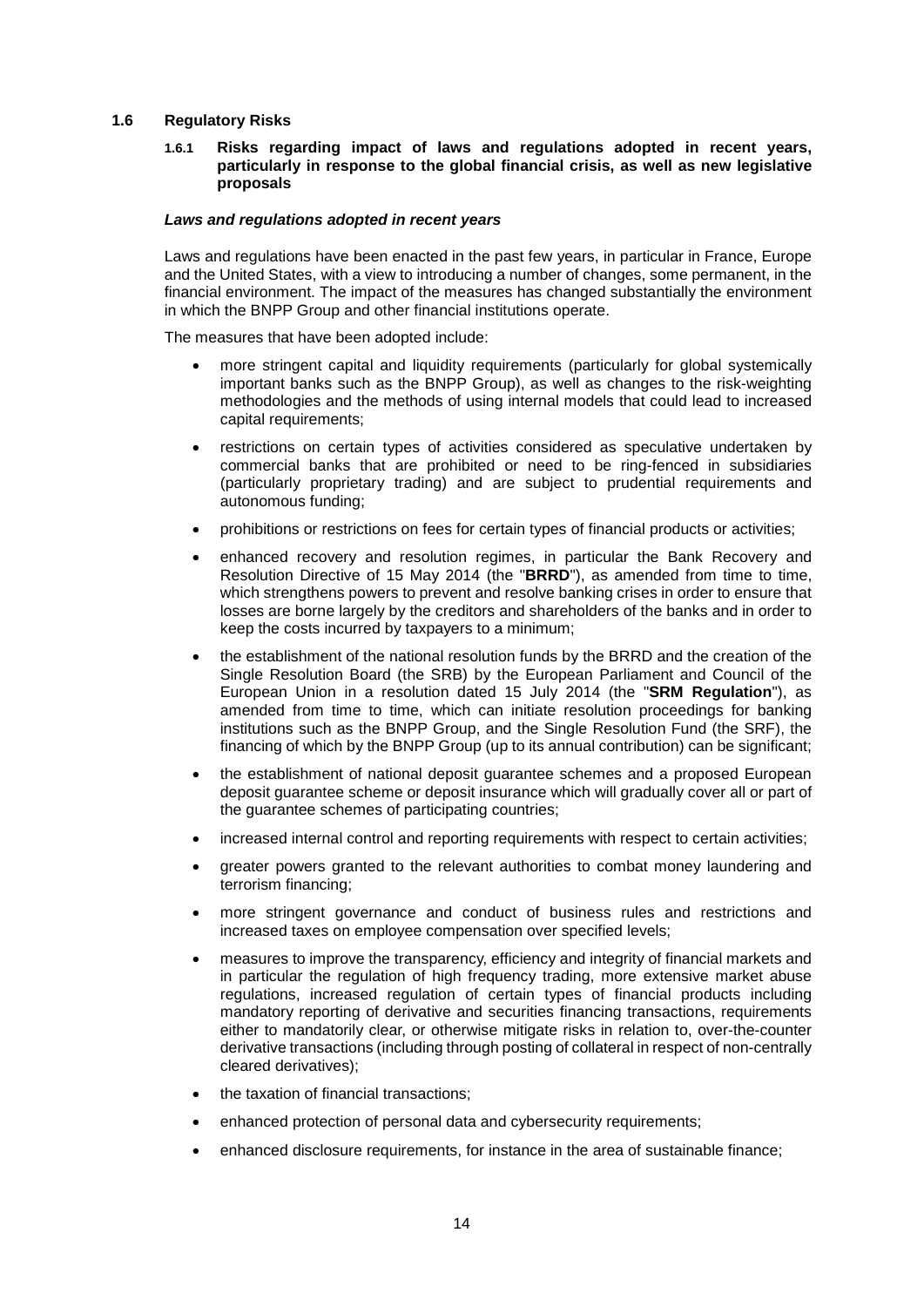## 1.6 Regulatory Risks

### 1.6.1 Risks regarding impact of laws and regulations adopted in recent years, particularly in response to the global financial crisis, as well as new legislative proposals

***Laws and regulations adopted in recent years***

Laws and regulations have been enacted in the past few years, in particular in France, Europe and the United States, with a view to introducing a number of changes, some permanent, in the financial environment. The impact of the measures has changed substantially the environment in which the BNPP Group and other financial institutions operate.

The measures that have been adopted include:

- more stringent capital and liquidity requirements (particularly for global systemically important banks such as the BNPP Group), as well as changes to the risk-weighting methodologies and the methods of using internal models that could lead to increased capital requirements;
- restrictions on certain types of activities considered as speculative undertaken by commercial banks that are prohibited or need to be ring-fenced in subsidiaries (particularly proprietary trading) and are subject to prudential requirements and autonomous funding;
- prohibitions or restrictions on fees for certain types of financial products or activities;
- enhanced recovery and resolution regimes, in particular the Bank Recovery and Resolution Directive of 15 May 2014 (the "**BRRD**"), as amended from time to time, which strengthens powers to prevent and resolve banking crises in order to ensure that losses are borne largely by the creditors and shareholders of the banks and in order to keep the costs incurred by taxpayers to a minimum;
- the establishment of the national resolution funds by the BRRD and the creation of the Single Resolution Board (the SRB) by the European Parliament and Council of the European Union in a resolution dated 15 July 2014 (the "**SRM Regulation**"), as amended from time to time, which can initiate resolution proceedings for banking institutions such as the BNPP Group, and the Single Resolution Fund (the SRF), the financing of which by the BNPP Group (up to its annual contribution) can be significant;
- the establishment of national deposit guarantee schemes and a proposed European deposit guarantee scheme or deposit insurance which will gradually cover all or part of the guarantee schemes of participating countries;
- increased internal control and reporting requirements with respect to certain activities;
- greater powers granted to the relevant authorities to combat money laundering and terrorism financing;
- more stringent governance and conduct of business rules and restrictions and increased taxes on employee compensation over specified levels;
- measures to improve the transparency, efficiency and integrity of financial markets and in particular the regulation of high frequency trading, more extensive market abuse regulations, increased regulation of certain types of financial products including mandatory reporting of derivative and securities financing transactions, requirements either to mandatorily clear, or otherwise mitigate risks in relation to, over-the-counter derivative transactions (including through posting of collateral in respect of non-centrally cleared derivatives);
- the taxation of financial transactions;
- enhanced protection of personal data and cybersecurity requirements;
- enhanced disclosure requirements, for instance in the area of sustainable finance;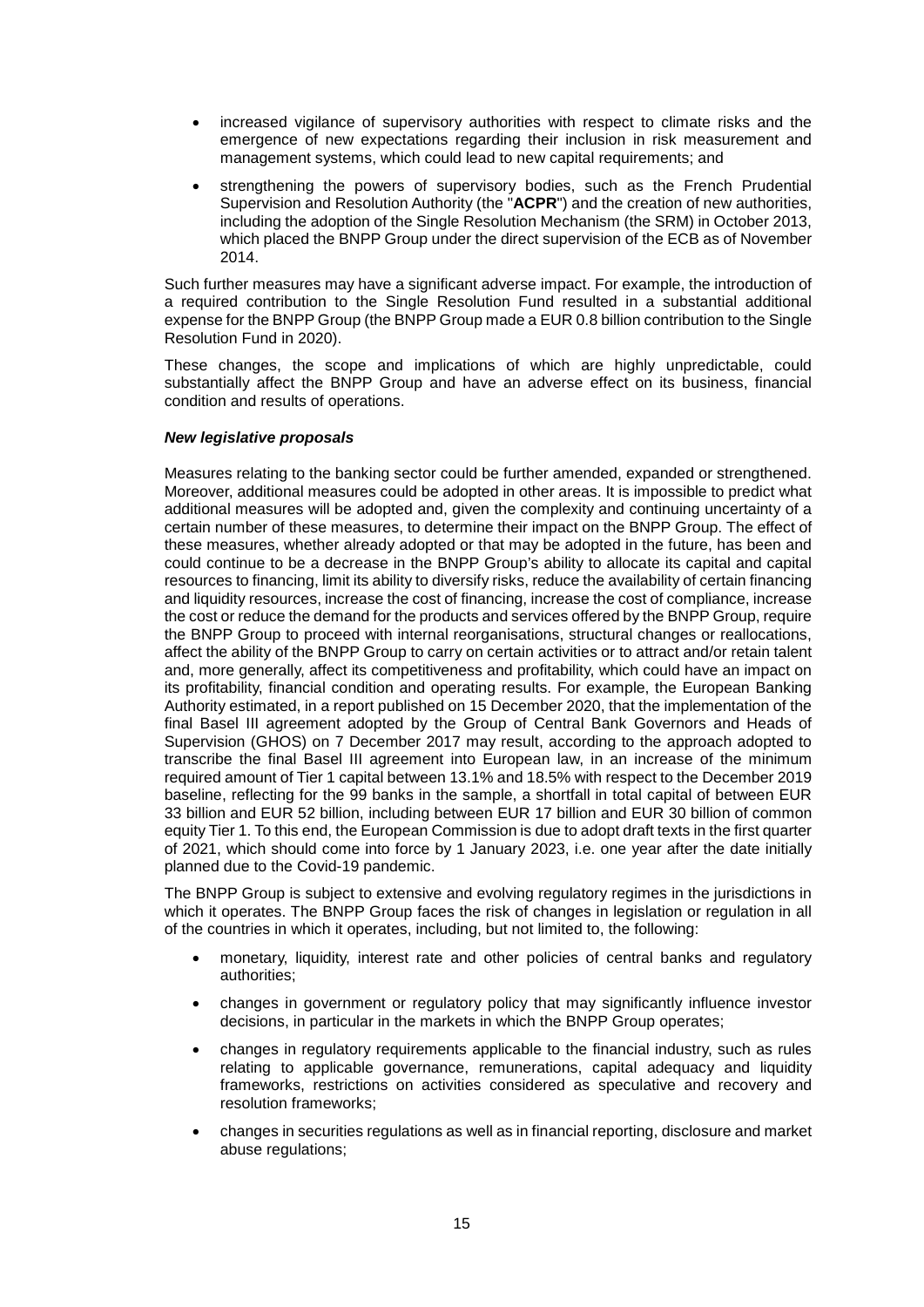- increased vigilance of supervisory authorities with respect to climate risks and the emergence of new expectations regarding their inclusion in risk measurement and management systems, which could lead to new capital requirements; and
- strengthening the powers of supervisory bodies, such as the French Prudential Supervision and Resolution Authority (the "**ACPR**") and the creation of new authorities, including the adoption of the Single Resolution Mechanism (the SRM) in October 2013, which placed the BNPP Group under the direct supervision of the ECB as of November 2014.

Such further measures may have a significant adverse impact. For example, the introduction of a required contribution to the Single Resolution Fund resulted in a substantial additional expense for the BNPP Group (the BNPP Group made a EUR 0.8 billion contribution to the Single Resolution Fund in 2020).

These changes, the scope and implications of which are highly unpredictable, could substantially affect the BNPP Group and have an adverse effect on its business, financial condition and results of operations.

***New legislative proposals***

Measures relating to the banking sector could be further amended, expanded or strengthened. Moreover, additional measures could be adopted in other areas. It is impossible to predict what additional measures will be adopted and, given the complexity and continuing uncertainty of a certain number of these measures, to determine their impact on the BNPP Group. The effect of these measures, whether already adopted or that may be adopted in the future, has been and could continue to be a decrease in the BNPP Group's ability to allocate its capital and capital resources to financing, limit its ability to diversify risks, reduce the availability of certain financing and liquidity resources, increase the cost of financing, increase the cost of compliance, increase the cost or reduce the demand for the products and services offered by the BNPP Group, require the BNPP Group to proceed with internal reorganisations, structural changes or reallocations, affect the ability of the BNPP Group to carry on certain activities or to attract and/or retain talent and, more generally, affect its competitiveness and profitability, which could have an impact on its profitability, financial condition and operating results. For example, the European Banking Authority estimated, in a report published on 15 December 2020, that the implementation of the final Basel III agreement adopted by the Group of Central Bank Governors and Heads of Supervision (GHOS) on 7 December 2017 may result, according to the approach adopted to transcribe the final Basel III agreement into European law, in an increase of the minimum required amount of Tier 1 capital between 13.1% and 18.5% with respect to the December 2019 baseline, reflecting for the 99 banks in the sample, a shortfall in total capital of between EUR 33 billion and EUR 52 billion, including between EUR 17 billion and EUR 30 billion of common equity Tier 1. To this end, the European Commission is due to adopt draft texts in the first quarter of 2021, which should come into force by 1 January 2023, i.e. one year after the date initially planned due to the Covid-19 pandemic.

The BNPP Group is subject to extensive and evolving regulatory regimes in the jurisdictions in which it operates. The BNPP Group faces the risk of changes in legislation or regulation in all of the countries in which it operates, including, but not limited to, the following:

- monetary, liquidity, interest rate and other policies of central banks and regulatory authorities;
- changes in government or regulatory policy that may significantly influence investor decisions, in particular in the markets in which the BNPP Group operates;
- changes in regulatory requirements applicable to the financial industry, such as rules relating to applicable governance, remunerations, capital adequacy and liquidity frameworks, restrictions on activities considered as speculative and recovery and resolution frameworks;
- changes in securities regulations as well as in financial reporting, disclosure and market abuse regulations;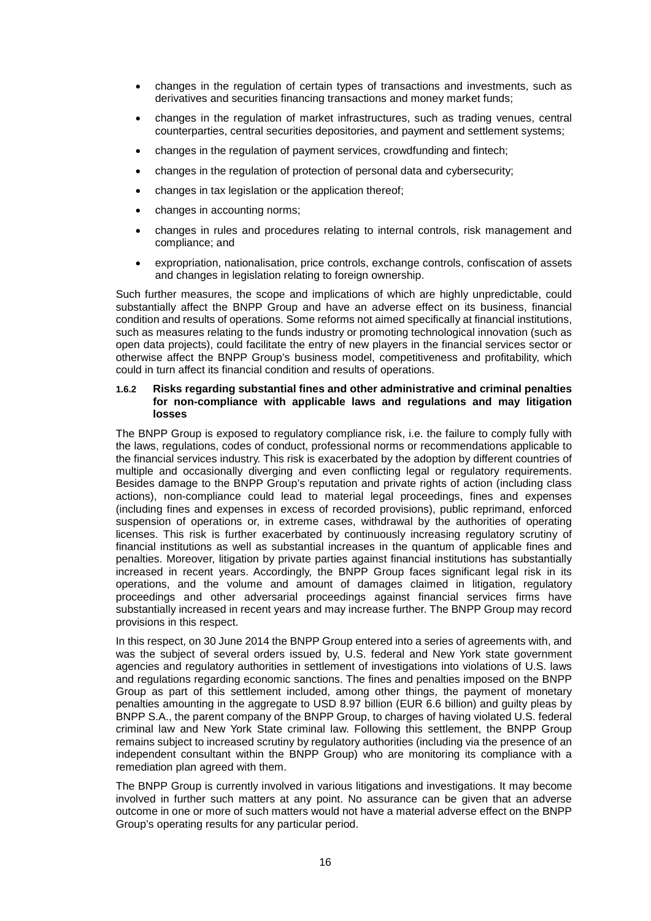- changes in the regulation of certain types of transactions and investments, such as derivatives and securities financing transactions and money market funds;
- changes in the regulation of market infrastructures, such as trading venues, central counterparties, central securities depositories, and payment and settlement systems;
- changes in the regulation of payment services, crowdfunding and fintech;
- changes in the regulation of protection of personal data and cybersecurity;
- changes in tax legislation or the application thereof;
- changes in accounting norms;
- changes in rules and procedures relating to internal controls, risk management and compliance; and
- expropriation, nationalisation, price controls, exchange controls, confiscation of assets and changes in legislation relating to foreign ownership.

Such further measures, the scope and implications of which are highly unpredictable, could substantially affect the BNPP Group and have an adverse effect on its business, financial condition and results of operations. Some reforms not aimed specifically at financial institutions, such as measures relating to the funds industry or promoting technological innovation (such as open data projects), could facilitate the entry of new players in the financial services sector or otherwise affect the BNPP Group's business model, competitiveness and profitability, which could in turn affect its financial condition and results of operations.

### 1.6.2 Risks regarding substantial fines and other administrative and criminal penalties for non-compliance with applicable laws and regulations and may litigation losses

The BNPP Group is exposed to regulatory compliance risk, i.e. the failure to comply fully with the laws, regulations, codes of conduct, professional norms or recommendations applicable to the financial services industry. This risk is exacerbated by the adoption by different countries of multiple and occasionally diverging and even conflicting legal or regulatory requirements. Besides damage to the BNPP Group's reputation and private rights of action (including class actions), non-compliance could lead to material legal proceedings, fines and expenses (including fines and expenses in excess of recorded provisions), public reprimand, enforced suspension of operations or, in extreme cases, withdrawal by the authorities of operating licenses. This risk is further exacerbated by continuously increasing regulatory scrutiny of financial institutions as well as substantial increases in the quantum of applicable fines and penalties. Moreover, litigation by private parties against financial institutions has substantially increased in recent years. Accordingly, the BNPP Group faces significant legal risk in its operations, and the volume and amount of damages claimed in litigation, regulatory proceedings and other adversarial proceedings against financial services firms have substantially increased in recent years and may increase further. The BNPP Group may record provisions in this respect.

In this respect, on 30 June 2014 the BNPP Group entered into a series of agreements with, and was the subject of several orders issued by, U.S. federal and New York state government agencies and regulatory authorities in settlement of investigations into violations of U.S. laws and regulations regarding economic sanctions. The fines and penalties imposed on the BNPP Group as part of this settlement included, among other things, the payment of monetary penalties amounting in the aggregate to USD 8.97 billion (EUR 6.6 billion) and guilty pleas by BNPP S.A., the parent company of the BNPP Group, to charges of having violated U.S. federal criminal law and New York State criminal law. Following this settlement, the BNPP Group remains subject to increased scrutiny by regulatory authorities (including via the presence of an independent consultant within the BNPP Group) who are monitoring its compliance with a remediation plan agreed with them.

The BNPP Group is currently involved in various litigations and investigations. It may become involved in further such matters at any point. No assurance can be given that an adverse outcome in one or more of such matters would not have a material adverse effect on the BNPP Group's operating results for any particular period.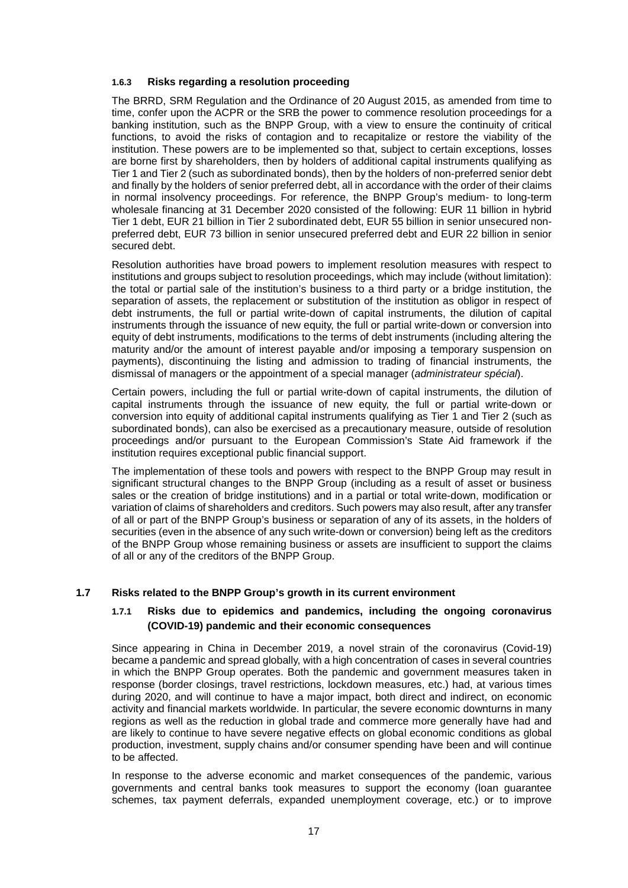#### 1.6.3 Risks regarding a resolution proceeding

The BRRD, SRM Regulation and the Ordinance of 20 August 2015, as amended from time to time, confer upon the ACPR or the SRB the power to commence resolution proceedings for a banking institution, such as the BNPP Group, with a view to ensure the continuity of critical functions, to avoid the risks of contagion and to recapitalize or restore the viability of the institution. These powers are to be implemented so that, subject to certain exceptions, losses are borne first by shareholders, then by holders of additional capital instruments qualifying as Tier 1 and Tier 2 (such as subordinated bonds), then by the holders of non-preferred senior debt and finally by the holders of senior preferred debt, all in accordance with the order of their claims in normal insolvency proceedings. For reference, the BNPP Group's medium- to long-term wholesale financing at 31 December 2020 consisted of the following: EUR 11 billion in hybrid Tier 1 debt, EUR 21 billion in Tier 2 subordinated debt, EUR 55 billion in senior unsecured non-preferred debt, EUR 73 billion in senior unsecured preferred debt and EUR 22 billion in senior secured debt.

Resolution authorities have broad powers to implement resolution measures with respect to institutions and groups subject to resolution proceedings, which may include (without limitation): the total or partial sale of the institution's business to a third party or a bridge institution, the separation of assets, the replacement or substitution of the institution as obligor in respect of debt instruments, the full or partial write-down of capital instruments, the dilution of capital instruments through the issuance of new equity, the full or partial write-down or conversion into equity of debt instruments, modifications to the terms of debt instruments (including altering the maturity and/or the amount of interest payable and/or imposing a temporary suspension on payments), discontinuing the listing and admission to trading of financial instruments, the dismissal of managers or the appointment of a special manager (*administrateur spécial*).

Certain powers, including the full or partial write-down of capital instruments, the dilution of capital instruments through the issuance of new equity, the full or partial write-down or conversion into equity of additional capital instruments qualifying as Tier 1 and Tier 2 (such as subordinated bonds), can also be exercised as a precautionary measure, outside of resolution proceedings and/or pursuant to the European Commission's State Aid framework if the institution requires exceptional public financial support.

The implementation of these tools and powers with respect to the BNPP Group may result in significant structural changes to the BNPP Group (including as a result of asset or business sales or the creation of bridge institutions) and in a partial or total write-down, modification or variation of claims of shareholders and creditors. Such powers may also result, after any transfer of all or part of the BNPP Group's business or separation of any of its assets, in the holders of securities (even in the absence of any such write-down or conversion) being left as the creditors of the BNPP Group whose remaining business or assets are insufficient to support the claims of all or any of the creditors of the BNPP Group.

### 1.7 Risks related to the BNPP Group's growth in its current environment

#### 1.7.1 Risks due to epidemics and pandemics, including the ongoing coronavirus (COVID-19) pandemic and their economic consequences

Since appearing in China in December 2019, a novel strain of the coronavirus (Covid-19) became a pandemic and spread globally, with a high concentration of cases in several countries in which the BNPP Group operates. Both the pandemic and government measures taken in response (border closings, travel restrictions, lockdown measures, etc.) had, at various times during 2020, and will continue to have a major impact, both direct and indirect, on economic activity and financial markets worldwide. In particular, the severe economic downturns in many regions as well as the reduction in global trade and commerce more generally have had and are likely to continue to have severe negative effects on global economic conditions as global production, investment, supply chains and/or consumer spending have been and will continue to be affected.

In response to the adverse economic and market consequences of the pandemic, various governments and central banks took measures to support the economy (loan guarantee schemes, tax payment deferrals, expanded unemployment coverage, etc.) or to improve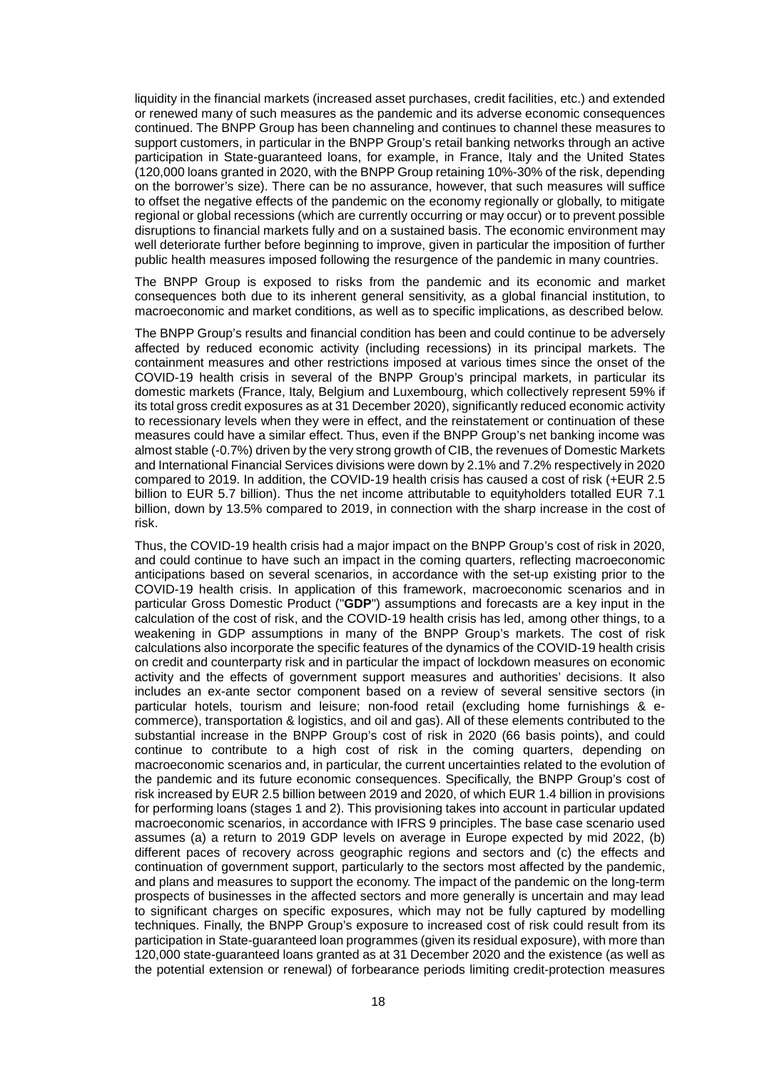liquidity in the financial markets (increased asset purchases, credit facilities, etc.) and extended or renewed many of such measures as the pandemic and its adverse economic consequences continued. The BNPP Group has been channeling and continues to channel these measures to support customers, in particular in the BNPP Group's retail banking networks through an active participation in State-guaranteed loans, for example, in France, Italy and the United States (120,000 loans granted in 2020, with the BNPP Group retaining 10%-30% of the risk, depending on the borrower's size). There can be no assurance, however, that such measures will suffice to offset the negative effects of the pandemic on the economy regionally or globally, to mitigate regional or global recessions (which are currently occurring or may occur) or to prevent possible disruptions to financial markets fully and on a sustained basis. The economic environment may well deteriorate further before beginning to improve, given in particular the imposition of further public health measures imposed following the resurgence of the pandemic in many countries.

The BNPP Group is exposed to risks from the pandemic and its economic and market consequences both due to its inherent general sensitivity, as a global financial institution, to macroeconomic and market conditions, as well as to specific implications, as described below.

The BNPP Group's results and financial condition has been and could continue to be adversely affected by reduced economic activity (including recessions) in its principal markets. The containment measures and other restrictions imposed at various times since the onset of the COVID-19 health crisis in several of the BNPP Group's principal markets, in particular its domestic markets (France, Italy, Belgium and Luxembourg, which collectively represent 59% if its total gross credit exposures as at 31 December 2020), significantly reduced economic activity to recessionary levels when they were in effect, and the reinstatement or continuation of these measures could have a similar effect. Thus, even if the BNPP Group's net banking income was almost stable (-0.7%) driven by the very strong growth of CIB, the revenues of Domestic Markets and International Financial Services divisions were down by 2.1% and 7.2% respectively in 2020 compared to 2019. In addition, the COVID-19 health crisis has caused a cost of risk (+EUR 2.5 billion to EUR 5.7 billion). Thus the net income attributable to equityholders totalled EUR 7.1 billion, down by 13.5% compared to 2019, in connection with the sharp increase in the cost of risk.

Thus, the COVID-19 health crisis had a major impact on the BNPP Group's cost of risk in 2020, and could continue to have such an impact in the coming quarters, reflecting macroeconomic anticipations based on several scenarios, in accordance with the set-up existing prior to the COVID-19 health crisis. In application of this framework, macroeconomic scenarios and in particular Gross Domestic Product ("**GDP**") assumptions and forecasts are a key input in the calculation of the cost of risk, and the COVID-19 health crisis has led, among other things, to a weakening in GDP assumptions in many of the BNPP Group's markets. The cost of risk calculations also incorporate the specific features of the dynamics of the COVID-19 health crisis on credit and counterparty risk and in particular the impact of lockdown measures on economic activity and the effects of government support measures and authorities' decisions. It also includes an ex-ante sector component based on a review of several sensitive sectors (in particular hotels, tourism and leisure; non-food retail (excluding home furnishings & e-commerce), transportation & logistics, and oil and gas). All of these elements contributed to the substantial increase in the BNPP Group's cost of risk in 2020 (66 basis points), and could continue to contribute to a high cost of risk in the coming quarters, depending on macroeconomic scenarios and, in particular, the current uncertainties related to the evolution of the pandemic and its future economic consequences. Specifically, the BNPP Group's cost of risk increased by EUR 2.5 billion between 2019 and 2020, of which EUR 1.4 billion in provisions for performing loans (stages 1 and 2). This provisioning takes into account in particular updated macroeconomic scenarios, in accordance with IFRS 9 principles. The base case scenario used assumes (a) a return to 2019 GDP levels on average in Europe expected by mid 2022, (b) different paces of recovery across geographic regions and sectors and (c) the effects and continuation of government support, particularly to the sectors most affected by the pandemic, and plans and measures to support the economy. The impact of the pandemic on the long-term prospects of businesses in the affected sectors and more generally is uncertain and may lead to significant charges on specific exposures, which may not be fully captured by modelling techniques. Finally, the BNPP Group's exposure to increased cost of risk could result from its participation in State-guaranteed loan programmes (given its residual exposure), with more than 120,000 state-guaranteed loans granted as at 31 December 2020 and the existence (as well as the potential extension or renewal) of forbearance periods limiting credit-protection measures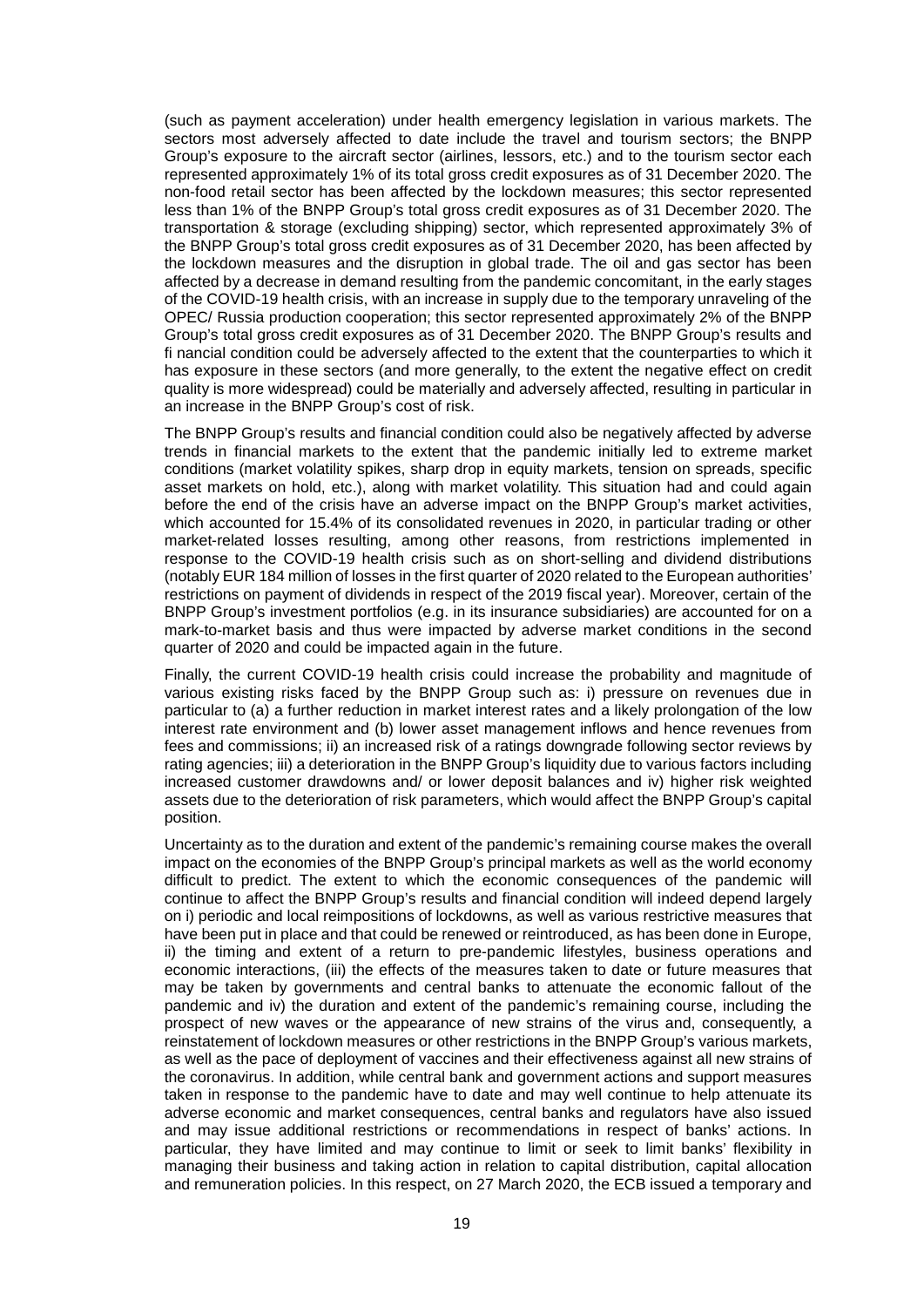(such as payment acceleration) under health emergency legislation in various markets. The sectors most adversely affected to date include the travel and tourism sectors; the BNPP Group's exposure to the aircraft sector (airlines, lessors, etc.) and to the tourism sector each represented approximately 1% of its total gross credit exposures as of 31 December 2020. The non-food retail sector has been affected by the lockdown measures; this sector represented less than 1% of the BNPP Group's total gross credit exposures as of 31 December 2020. The transportation & storage (excluding shipping) sector, which represented approximately 3% of the BNPP Group's total gross credit exposures as of 31 December 2020, has been affected by the lockdown measures and the disruption in global trade. The oil and gas sector has been affected by a decrease in demand resulting from the pandemic concomitant, in the early stages of the COVID-19 health crisis, with an increase in supply due to the temporary unraveling of the OPEC/ Russia production cooperation; this sector represented approximately 2% of the BNPP Group's total gross credit exposures as of 31 December 2020. The BNPP Group's results and fi nancial condition could be adversely affected to the extent that the counterparties to which it has exposure in these sectors (and more generally, to the extent the negative effect on credit quality is more widespread) could be materially and adversely affected, resulting in particular in an increase in the BNPP Group's cost of risk.

The BNPP Group's results and financial condition could also be negatively affected by adverse trends in financial markets to the extent that the pandemic initially led to extreme market conditions (market volatility spikes, sharp drop in equity markets, tension on spreads, specific asset markets on hold, etc.), along with market volatility. This situation had and could again before the end of the crisis have an adverse impact on the BNPP Group's market activities, which accounted for 15.4% of its consolidated revenues in 2020, in particular trading or other market-related losses resulting, among other reasons, from restrictions implemented in response to the COVID-19 health crisis such as on short-selling and dividend distributions (notably EUR 184 million of losses in the first quarter of 2020 related to the European authorities' restrictions on payment of dividends in respect of the 2019 fiscal year). Moreover, certain of the BNPP Group's investment portfolios (e.g. in its insurance subsidiaries) are accounted for on a mark-to-market basis and thus were impacted by adverse market conditions in the second quarter of 2020 and could be impacted again in the future.

Finally, the current COVID-19 health crisis could increase the probability and magnitude of various existing risks faced by the BNPP Group such as: i) pressure on revenues due in particular to (a) a further reduction in market interest rates and a likely prolongation of the low interest rate environment and (b) lower asset management inflows and hence revenues from fees and commissions; ii) an increased risk of a ratings downgrade following sector reviews by rating agencies; iii) a deterioration in the BNPP Group's liquidity due to various factors including increased customer drawdowns and/ or lower deposit balances and iv) higher risk weighted assets due to the deterioration of risk parameters, which would affect the BNPP Group's capital position.

Uncertainty as to the duration and extent of the pandemic's remaining course makes the overall impact on the economies of the BNPP Group's principal markets as well as the world economy difficult to predict. The extent to which the economic consequences of the pandemic will continue to affect the BNPP Group's results and financial condition will indeed depend largely on i) periodic and local reimpositions of lockdowns, as well as various restrictive measures that have been put in place and that could be renewed or reintroduced, as has been done in Europe, ii) the timing and extent of a return to pre-pandemic lifestyles, business operations and economic interactions, (iii) the effects of the measures taken to date or future measures that may be taken by governments and central banks to attenuate the economic fallout of the pandemic and iv) the duration and extent of the pandemic's remaining course, including the prospect of new waves or the appearance of new strains of the virus and, consequently, a reinstatement of lockdown measures or other restrictions in the BNPP Group's various markets, as well as the pace of deployment of vaccines and their effectiveness against all new strains of the coronavirus. In addition, while central bank and government actions and support measures taken in response to the pandemic have to date and may well continue to help attenuate its adverse economic and market consequences, central banks and regulators have also issued and may issue additional restrictions or recommendations in respect of banks' actions. In particular, they have limited and may continue to limit or seek to limit banks' flexibility in managing their business and taking action in relation to capital distribution, capital allocation and remuneration policies. In this respect, on 27 March 2020, the ECB issued a temporary and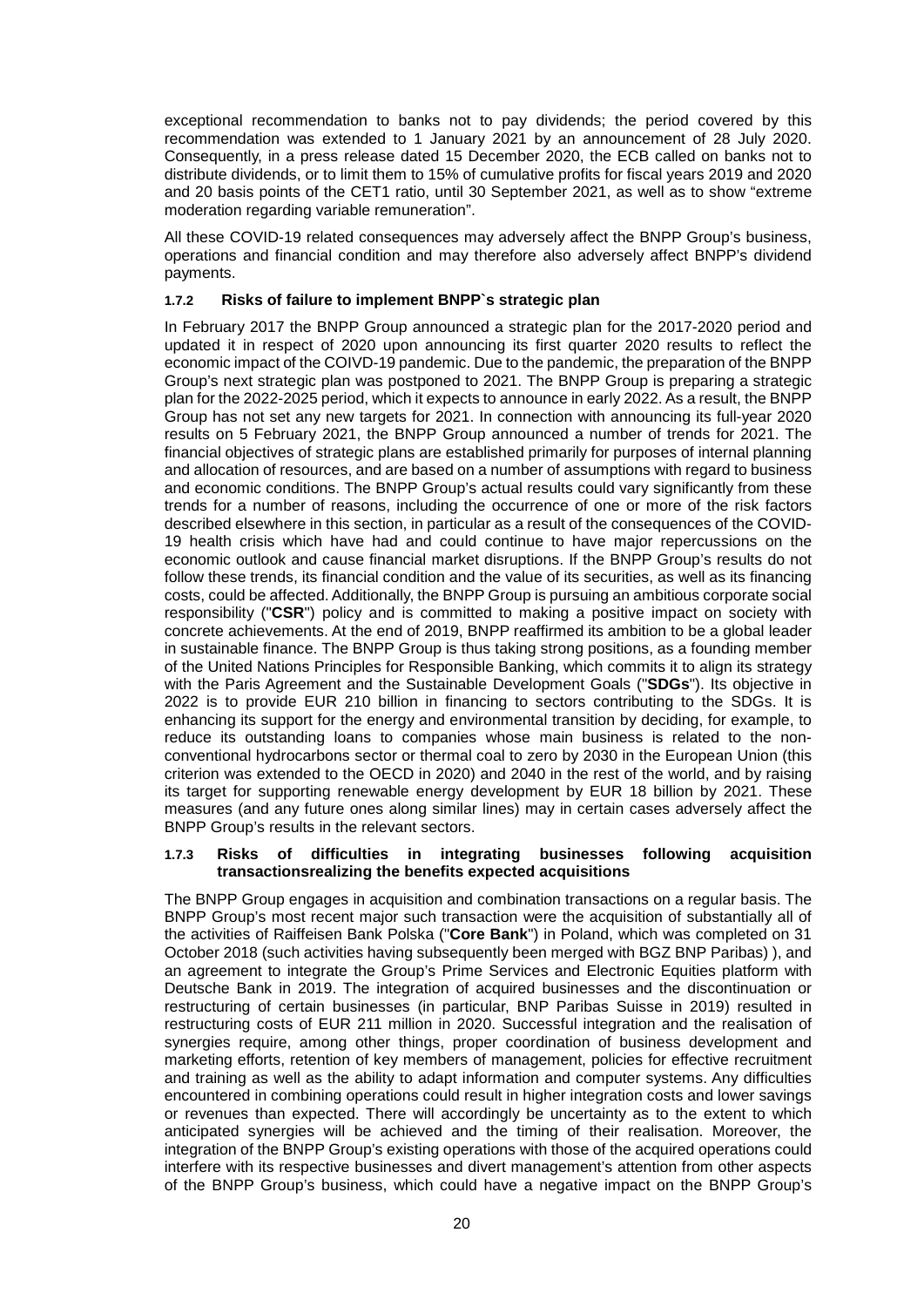exceptional recommendation to banks not to pay dividends; the period covered by this recommendation was extended to 1 January 2021 by an announcement of 28 July 2020. Consequently, in a press release dated 15 December 2020, the ECB called on banks not to distribute dividends, or to limit them to 15% of cumulative profits for fiscal years 2019 and 2020 and 20 basis points of the CET1 ratio, until 30 September 2021, as well as to show "extreme moderation regarding variable remuneration".

All these COVID-19 related consequences may adversely affect the BNPP Group's business, operations and financial condition and may therefore also adversely affect BNPP's dividend payments.

### 1.7.2 Risks of failure to implement BNPP`s strategic plan

In February 2017 the BNPP Group announced a strategic plan for the 2017-2020 period and updated it in respect of 2020 upon announcing its first quarter 2020 results to reflect the economic impact of the COIVD-19 pandemic. Due to the pandemic, the preparation of the BNPP Group's next strategic plan was postponed to 2021. The BNPP Group is preparing a strategic plan for the 2022-2025 period, which it expects to announce in early 2022. As a result, the BNPP Group has not set any new targets for 2021. In connection with announcing its full-year 2020 results on 5 February 2021, the BNPP Group announced a number of trends for 2021. The financial objectives of strategic plans are established primarily for purposes of internal planning and allocation of resources, and are based on a number of assumptions with regard to business and economic conditions. The BNPP Group's actual results could vary significantly from these trends for a number of reasons, including the occurrence of one or more of the risk factors described elsewhere in this section, in particular as a result of the consequences of the COVID-19 health crisis which have had and could continue to have major repercussions on the economic outlook and cause financial market disruptions. If the BNPP Group's results do not follow these trends, its financial condition and the value of its securities, as well as its financing costs, could be affected. Additionally, the BNPP Group is pursuing an ambitious corporate social responsibility ("**CSR**") policy and is committed to making a positive impact on society with concrete achievements. At the end of 2019, BNPP reaffirmed its ambition to be a global leader in sustainable finance. The BNPP Group is thus taking strong positions, as a founding member of the United Nations Principles for Responsible Banking, which commits it to align its strategy with the Paris Agreement and the Sustainable Development Goals ("**SDGs**"). Its objective in 2022 is to provide EUR 210 billion in financing to sectors contributing to the SDGs. It is enhancing its support for the energy and environmental transition by deciding, for example, to reduce its outstanding loans to companies whose main business is related to the non-conventional hydrocarbons sector or thermal coal to zero by 2030 in the European Union (this criterion was extended to the OECD in 2020) and 2040 in the rest of the world, and by raising its target for supporting renewable energy development by EUR 18 billion by 2021. These measures (and any future ones along similar lines) may in certain cases adversely affect the BNPP Group's results in the relevant sectors.

### 1.7.3 Risks of difficulties in integrating businesses following acquisition transactionsrealizing the benefits expected acquisitions

The BNPP Group engages in acquisition and combination transactions on a regular basis. The BNPP Group's most recent major such transaction were the acquisition of substantially all of the activities of Raiffeisen Bank Polska ("**Core Bank**") in Poland, which was completed on 31 October 2018 (such activities having subsequently been merged with BGZ BNP Paribas) ), and an agreement to integrate the Group's Prime Services and Electronic Equities platform with Deutsche Bank in 2019. The integration of acquired businesses and the discontinuation or restructuring of certain businesses (in particular, BNP Paribas Suisse in 2019) resulted in restructuring costs of EUR 211 million in 2020. Successful integration and the realisation of synergies require, among other things, proper coordination of business development and marketing efforts, retention of key members of management, policies for effective recruitment and training as well as the ability to adapt information and computer systems. Any difficulties encountered in combining operations could result in higher integration costs and lower savings or revenues than expected. There will accordingly be uncertainty as to the extent to which anticipated synergies will be achieved and the timing of their realisation. Moreover, the integration of the BNPP Group's existing operations with those of the acquired operations could interfere with its respective businesses and divert management's attention from other aspects of the BNPP Group's business, which could have a negative impact on the BNPP Group's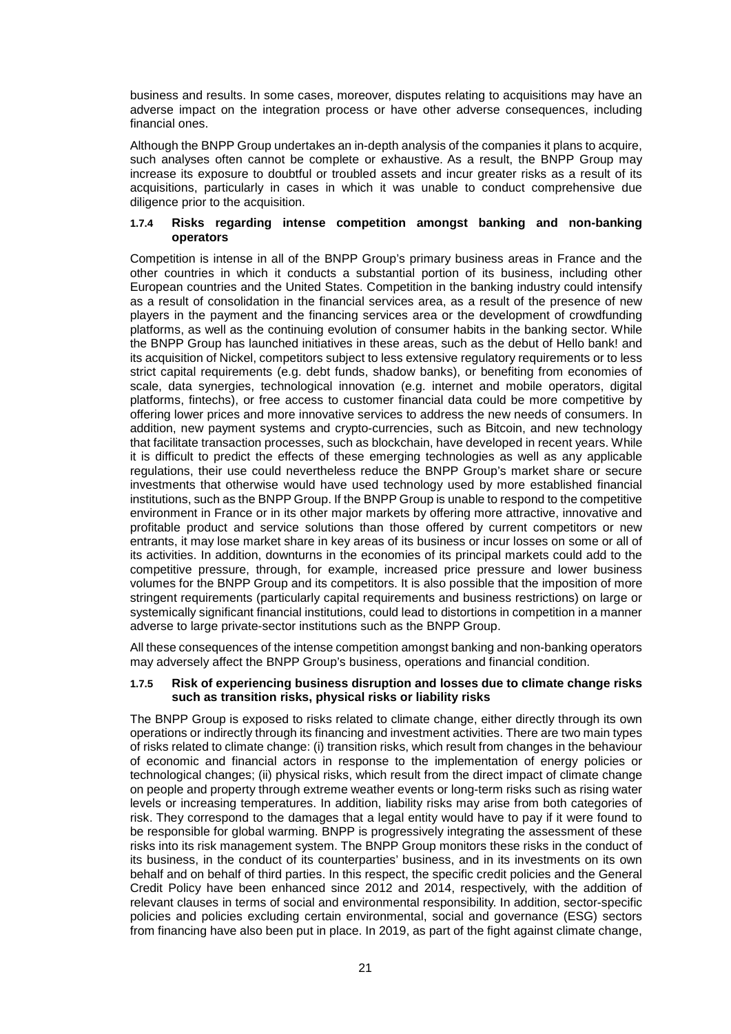business and results. In some cases, moreover, disputes relating to acquisitions may have an adverse impact on the integration process or have other adverse consequences, including financial ones.

Although the BNPP Group undertakes an in-depth analysis of the companies it plans to acquire, such analyses often cannot be complete or exhaustive. As a result, the BNPP Group may increase its exposure to doubtful or troubled assets and incur greater risks as a result of its acquisitions, particularly in cases in which it was unable to conduct comprehensive due diligence prior to the acquisition.

#### 1.7.4 Risks regarding intense competition amongst banking and non-banking operators

Competition is intense in all of the BNPP Group's primary business areas in France and the other countries in which it conducts a substantial portion of its business, including other European countries and the United States. Competition in the banking industry could intensify as a result of consolidation in the financial services area, as a result of the presence of new players in the payment and the financing services area or the development of crowdfunding platforms, as well as the continuing evolution of consumer habits in the banking sector. While the BNPP Group has launched initiatives in these areas, such as the debut of Hello bank! and its acquisition of Nickel, competitors subject to less extensive regulatory requirements or to less strict capital requirements (e.g. debt funds, shadow banks), or benefiting from economies of scale, data synergies, technological innovation (e.g. internet and mobile operators, digital platforms, fintechs), or free access to customer financial data could be more competitive by offering lower prices and more innovative services to address the new needs of consumers. In addition, new payment systems and crypto-currencies, such as Bitcoin, and new technology that facilitate transaction processes, such as blockchain, have developed in recent years. While it is difficult to predict the effects of these emerging technologies as well as any applicable regulations, their use could nevertheless reduce the BNPP Group's market share or secure investments that otherwise would have used technology used by more established financial institutions, such as the BNPP Group. If the BNPP Group is unable to respond to the competitive environment in France or in its other major markets by offering more attractive, innovative and profitable product and service solutions than those offered by current competitors or new entrants, it may lose market share in key areas of its business or incur losses on some or all of its activities. In addition, downturns in the economies of its principal markets could add to the competitive pressure, through, for example, increased price pressure and lower business volumes for the BNPP Group and its competitors. It is also possible that the imposition of more stringent requirements (particularly capital requirements and business restrictions) on large or systemically significant financial institutions, could lead to distortions in competition in a manner adverse to large private-sector institutions such as the BNPP Group.

All these consequences of the intense competition amongst banking and non-banking operators may adversely affect the BNPP Group's business, operations and financial condition.

#### 1.7.5 Risk of experiencing business disruption and losses due to climate change risks such as transition risks, physical risks or liability risks

The BNPP Group is exposed to risks related to climate change, either directly through its own operations or indirectly through its financing and investment activities. There are two main types of risks related to climate change: (i) transition risks, which result from changes in the behaviour of economic and financial actors in response to the implementation of energy policies or technological changes; (ii) physical risks, which result from the direct impact of climate change on people and property through extreme weather events or long-term risks such as rising water levels or increasing temperatures. In addition, liability risks may arise from both categories of risk. They correspond to the damages that a legal entity would have to pay if it were found to be responsible for global warming. BNPP is progressively integrating the assessment of these risks into its risk management system. The BNPP Group monitors these risks in the conduct of its business, in the conduct of its counterparties' business, and in its investments on its own behalf and on behalf of third parties. In this respect, the specific credit policies and the General Credit Policy have been enhanced since 2012 and 2014, respectively, with the addition of relevant clauses in terms of social and environmental responsibility. In addition, sector-specific policies and policies excluding certain environmental, social and governance (ESG) sectors from financing have also been put in place. In 2019, as part of the fight against climate change,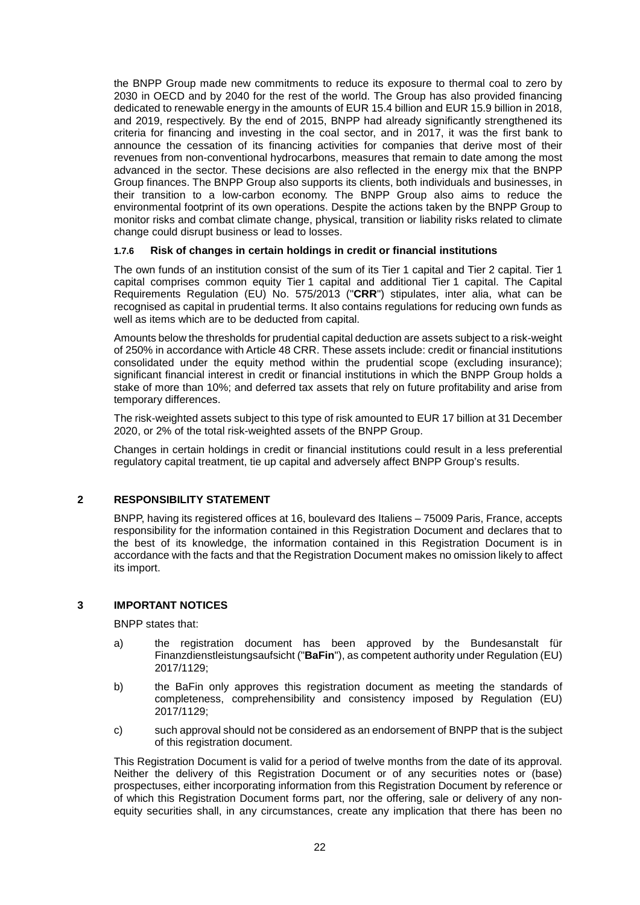the BNPP Group made new commitments to reduce its exposure to thermal coal to zero by 2030 in OECD and by 2040 for the rest of the world. The Group has also provided financing dedicated to renewable energy in the amounts of EUR 15.4 billion and EUR 15.9 billion in 2018, and 2019, respectively. By the end of 2015, BNPP had already significantly strengthened its criteria for financing and investing in the coal sector, and in 2017, it was the first bank to announce the cessation of its financing activities for companies that derive most of their revenues from non-conventional hydrocarbons, measures that remain to date among the most advanced in the sector. These decisions are also reflected in the energy mix that the BNPP Group finances. The BNPP Group also supports its clients, both individuals and businesses, in their transition to a low-carbon economy. The BNPP Group also aims to reduce the environmental footprint of its own operations. Despite the actions taken by the BNPP Group to monitor risks and combat climate change, physical, transition or liability risks related to climate change could disrupt business or lead to losses.

#### 1.7.6 Risk of changes in certain holdings in credit or financial institutions

The own funds of an institution consist of the sum of its Tier 1 capital and Tier 2 capital. Tier 1 capital comprises common equity Tier 1 capital and additional Tier 1 capital. The Capital Requirements Regulation (EU) No. 575/2013 ("**CRR**") stipulates, inter alia, what can be recognised as capital in prudential terms. It also contains regulations for reducing own funds as well as items which are to be deducted from capital.

Amounts below the thresholds for prudential capital deduction are assets subject to a risk-weight of 250% in accordance with Article 48 CRR. These assets include: credit or financial institutions consolidated under the equity method within the prudential scope (excluding insurance); significant financial interest in credit or financial institutions in which the BNPP Group holds a stake of more than 10%; and deferred tax assets that rely on future profitability and arise from temporary differences.

The risk-weighted assets subject to this type of risk amounted to EUR 17 billion at 31 December 2020, or 2% of the total risk-weighted assets of the BNPP Group.

Changes in certain holdings in credit or financial institutions could result in a less preferential regulatory capital treatment, tie up capital and adversely affect BNPP Group's results.

## 2 RESPONSIBILITY STATEMENT

BNPP, having its registered offices at 16, boulevard des Italiens – 75009 Paris, France, accepts responsibility for the information contained in this Registration Document and declares that to the best of its knowledge, the information contained in this Registration Document is in accordance with the facts and that the Registration Document makes no omission likely to affect its import.

## 3 IMPORTANT NOTICES

BNPP states that:

a) the registration document has been approved by the Bundesanstalt für Finanzdienstleistungsaufsicht ("**BaFin**"), as competent authority under Regulation (EU) 2017/1129;

b) the BaFin only approves this registration document as meeting the standards of completeness, comprehensibility and consistency imposed by Regulation (EU) 2017/1129;

c) such approval should not be considered as an endorsement of BNPP that is the subject of this registration document.

This Registration Document is valid for a period of twelve months from the date of its approval. Neither the delivery of this Registration Document or of any securities notes or (base) prospectuses, either incorporating information from this Registration Document by reference or of which this Registration Document forms part, nor the offering, sale or delivery of any non-equity securities shall, in any circumstances, create any implication that there has been no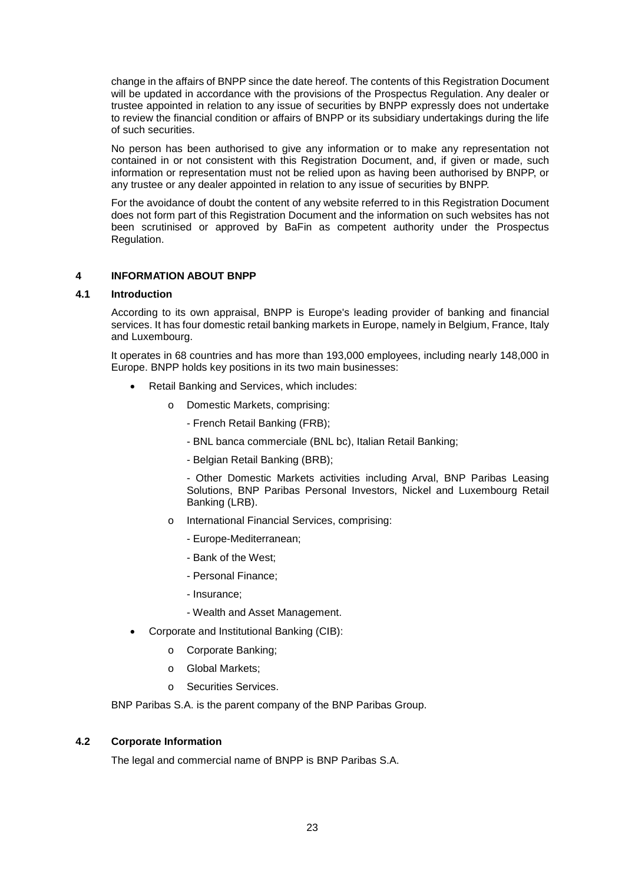change in the affairs of BNPP since the date hereof. The contents of this Registration Document will be updated in accordance with the provisions of the Prospectus Regulation. Any dealer or trustee appointed in relation to any issue of securities by BNPP expressly does not undertake to review the financial condition or affairs of BNPP or its subsidiary undertakings during the life of such securities.

No person has been authorised to give any information or to make any representation not contained in or not consistent with this Registration Document, and, if given or made, such information or representation must not be relied upon as having been authorised by BNPP, or any trustee or any dealer appointed in relation to any issue of securities by BNPP.

For the avoidance of doubt the content of any website referred to in this Registration Document does not form part of this Registration Document and the information on such websites has not been scrutinised or approved by BaFin as competent authority under the Prospectus Regulation.

## 4 INFORMATION ABOUT BNPP

### 4.1 Introduction

According to its own appraisal, BNPP is Europe's leading provider of banking and financial services. It has four domestic retail banking markets in Europe, namely in Belgium, France, Italy and Luxembourg.

It operates in 68 countries and has more than 193,000 employees, including nearly 148,000 in Europe. BNPP holds key positions in its two main businesses:

- Retail Banking and Services, which includes:
  - Domestic Markets, comprising:
    - French Retail Banking (FRB);
    - BNL banca commerciale (BNL bc), Italian Retail Banking;
    - Belgian Retail Banking (BRB);
    - Other Domestic Markets activities including Arval, BNP Paribas Leasing Solutions, BNP Paribas Personal Investors, Nickel and Luxembourg Retail Banking (LRB).
  - International Financial Services, comprising:
    - Europe-Mediterranean;
    - Bank of the West;
    - Personal Finance;
    - Insurance;
    - Wealth and Asset Management.
- Corporate and Institutional Banking (CIB):
  - Corporate Banking;
  - Global Markets;
  - Securities Services.

BNP Paribas S.A. is the parent company of the BNP Paribas Group.

### 4.2 Corporate Information

The legal and commercial name of BNPP is BNP Paribas S.A.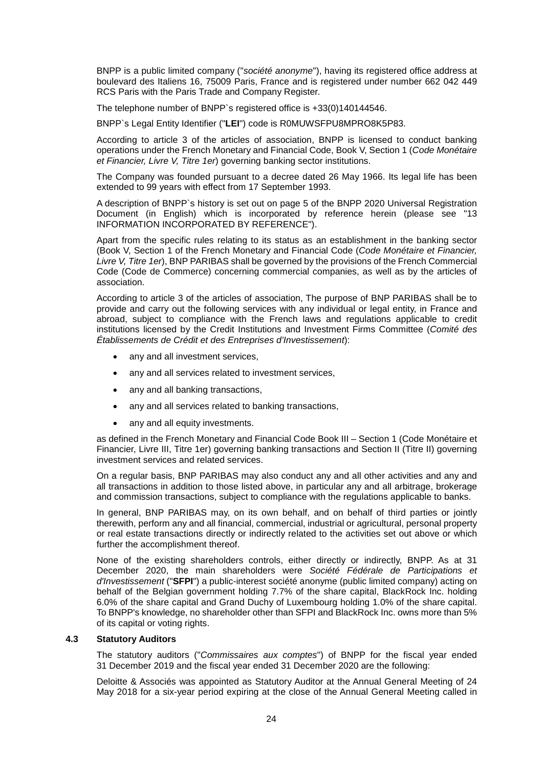BNPP is a public limited company ("*société anonyme*"), having its registered office address at boulevard des Italiens 16, 75009 Paris, France and is registered under number 662 042 449 RCS Paris with the Paris Trade and Company Register.

The telephone number of BNPP`s registered office is +33(0)140144546.

BNPP`s Legal Entity Identifier ("**LEI**") code is R0MUWSFPU8MPRO8K5P83.

According to article 3 of the articles of association, BNPP is licensed to conduct banking operations under the French Monetary and Financial Code, Book V, Section 1 (*Code Monétaire et Financier, Livre V, Titre 1er*) governing banking sector institutions.

The Company was founded pursuant to a decree dated 26 May 1966. Its legal life has been extended to 99 years with effect from 17 September 1993.

A description of BNPP`s history is set out on page 5 of the BNPP 2020 Universal Registration Document (in English) which is incorporated by reference herein (please see "13 INFORMATION INCORPORATED BY REFERENCE").

Apart from the specific rules relating to its status as an establishment in the banking sector (Book V, Section 1 of the French Monetary and Financial Code (*Code Monétaire et Financier, Livre V, Titre 1er*), BNP PARIBAS shall be governed by the provisions of the French Commercial Code (Code de Commerce) concerning commercial companies, as well as by the articles of association.

According to article 3 of the articles of association, The purpose of BNP PARIBAS shall be to provide and carry out the following services with any individual or legal entity, in France and abroad, subject to compliance with the French laws and regulations applicable to credit institutions licensed by the Credit Institutions and Investment Firms Committee (*Comité des Établissements de Crédit et des Entreprises d'Investissement*):

- any and all investment services,
- any and all services related to investment services,
- any and all banking transactions,
- any and all services related to banking transactions,
- any and all equity investments.

as defined in the French Monetary and Financial Code Book III – Section 1 (Code Monétaire et Financier, Livre III, Titre 1er) governing banking transactions and Section II (Titre II) governing investment services and related services.

On a regular basis, BNP PARIBAS may also conduct any and all other activities and any and all transactions in addition to those listed above, in particular any and all arbitrage, brokerage and commission transactions, subject to compliance with the regulations applicable to banks.

In general, BNP PARIBAS may, on its own behalf, and on behalf of third parties or jointly therewith, perform any and all financial, commercial, industrial or agricultural, personal property or real estate transactions directly or indirectly related to the activities set out above or which further the accomplishment thereof.

None of the existing shareholders controls, either directly or indirectly, BNPP. As at 31 December 2020, the main shareholders were *Société Fédérale de Participations et d'Investissement* ("**SFPI**") a public-interest société anonyme (public limited company) acting on behalf of the Belgian government holding 7.7% of the share capital, BlackRock Inc. holding 6.0% of the share capital and Grand Duchy of Luxembourg holding 1.0% of the share capital. To BNPP's knowledge, no shareholder other than SFPI and BlackRock Inc. owns more than 5% of its capital or voting rights.

### 4.3 Statutory Auditors

The statutory auditors ("*Commissaires aux comptes*") of BNPP for the fiscal year ended 31 December 2019 and the fiscal year ended 31 December 2020 are the following:

Deloitte & Associés was appointed as Statutory Auditor at the Annual General Meeting of 24 May 2018 for a six-year period expiring at the close of the Annual General Meeting called in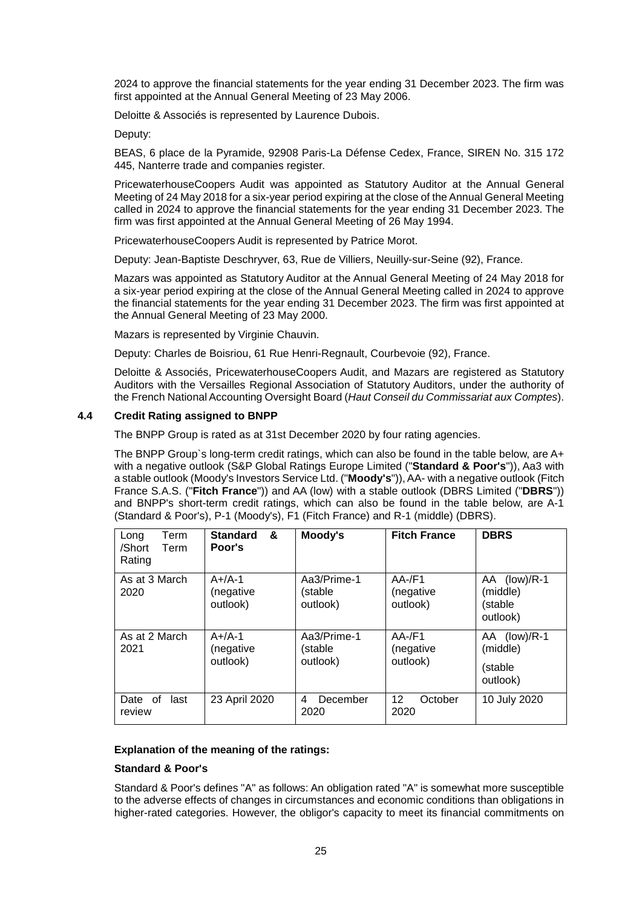2024 to approve the financial statements for the year ending 31 December 2023. The firm was first appointed at the Annual General Meeting of 23 May 2006.

Deloitte & Associés is represented by Laurence Dubois.

Deputy:

BEAS, 6 place de la Pyramide, 92908 Paris-La Défense Cedex, France, SIREN No. 315 172 445, Nanterre trade and companies register.

PricewaterhouseCoopers Audit was appointed as Statutory Auditor at the Annual General Meeting of 24 May 2018 for a six-year period expiring at the close of the Annual General Meeting called in 2024 to approve the financial statements for the year ending 31 December 2023. The firm was first appointed at the Annual General Meeting of 26 May 1994.

PricewaterhouseCoopers Audit is represented by Patrice Morot.

Deputy: Jean-Baptiste Deschryver, 63, Rue de Villiers, Neuilly-sur-Seine (92), France.

Mazars was appointed as Statutory Auditor at the Annual General Meeting of 24 May 2018 for a six-year period expiring at the close of the Annual General Meeting called in 2024 to approve the financial statements for the year ending 31 December 2023. The firm was first appointed at the Annual General Meeting of 23 May 2000.

Mazars is represented by Virginie Chauvin.

Deputy: Charles de Boisriou, 61 Rue Henri-Regnault, Courbevoie (92), France.

Deloitte & Associés, PricewaterhouseCoopers Audit, and Mazars are registered as Statutory Auditors with the Versailles Regional Association of Statutory Auditors, under the authority of the French National Accounting Oversight Board (*Haut Conseil du Commissariat aux Comptes*).

### 4.4 Credit Rating assigned to BNPP

The BNPP Group is rated as at 31st December 2020 by four rating agencies.

The BNPP Group`s long-term credit ratings, which can also be found in the table below, are A+ with a negative outlook (S&P Global Ratings Europe Limited ("**Standard & Poor's**")), Aa3 with a stable outlook (Moody's Investors Service Ltd. ("**Moody's**")), AA- with a negative outlook (Fitch France S.A.S. ("**Fitch France**")) and AA (low) with a stable outlook (DBRS Limited ("**DBRS**")) and BNPP's short-term credit ratings, which can also be found in the table below, are A-1 (Standard & Poor's), P-1 (Moody's), F1 (Fitch France) and R-1 (middle) (DBRS).

| Long Term /Short Term Rating | **Standard & Poor's** | **Moody's** | **Fitch France** | **DBRS** |
|---|---|---|---|---|
| As at 3 March 2020 | A+/A-1 (negative outlook) | Aa3/Prime-1 (stable outlook) | AA-/F1 (negative outlook) | AA (low)/R-1 (middle) (stable outlook) |
| As at 2 March 2021 | A+/A-1 (negative outlook) | Aa3/Prime-1 (stable outlook) | AA-/F1 (negative outlook) | AA (low)/R-1 (middle) (stable outlook) |
| Date of last review | 23 April 2020 | 4 December 2020 | 12 October 2020 | 10 July 2020 |

**Explanation of the meaning of the ratings:**

**Standard & Poor's**

Standard & Poor's defines "A" as follows: An obligation rated "A" is somewhat more susceptible to the adverse effects of changes in circumstances and economic conditions than obligations in higher-rated categories. However, the obligor's capacity to meet its financial commitments on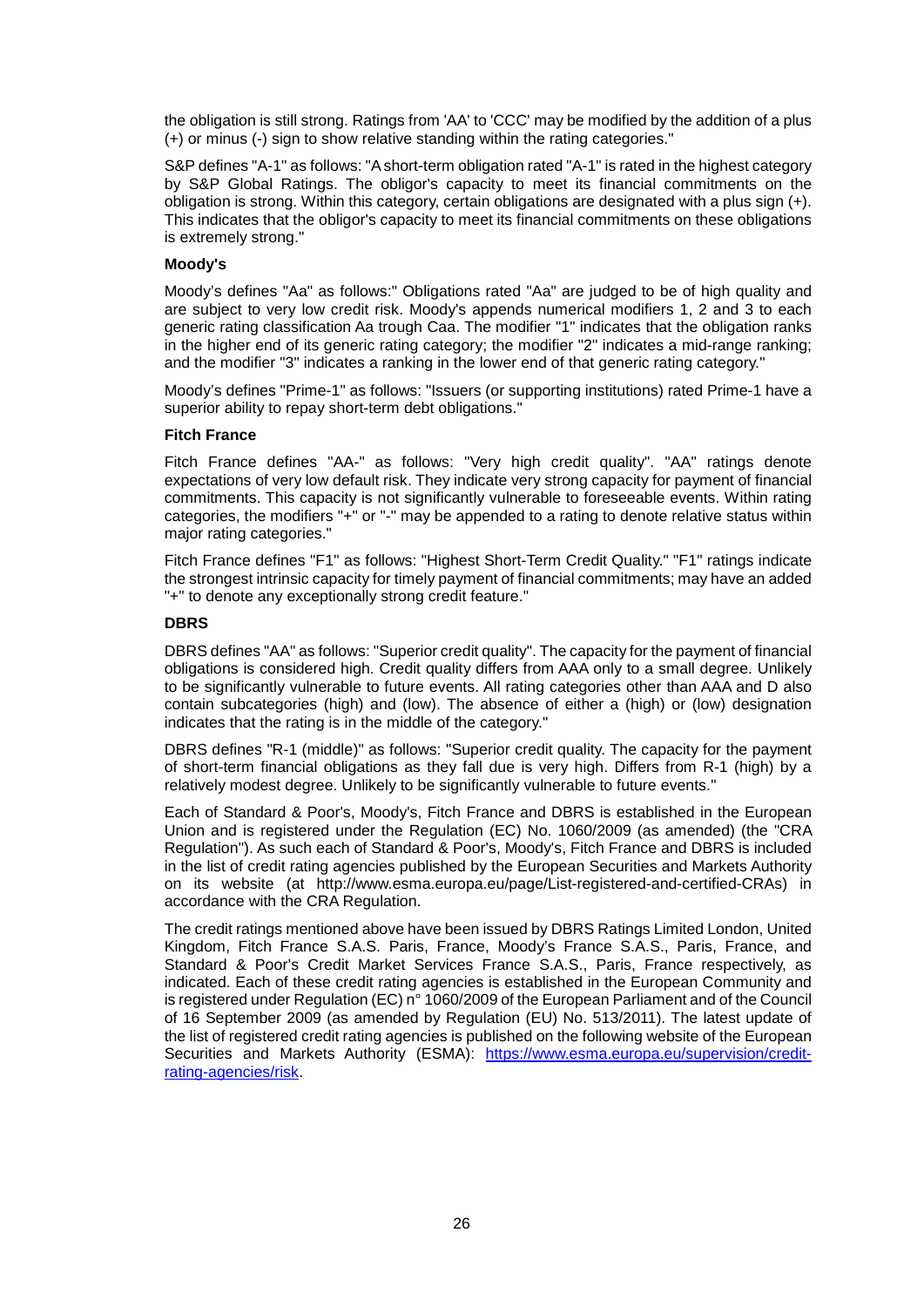the obligation is still strong. Ratings from 'AA' to 'CCC' may be modified by the addition of a plus (+) or minus (-) sign to show relative standing within the rating categories."

S&P defines "A-1" as follows: "A short-term obligation rated "A-1" is rated in the highest category by S&P Global Ratings. The obligor's capacity to meet its financial commitments on the obligation is strong. Within this category, certain obligations are designated with a plus sign (+). This indicates that the obligor's capacity to meet its financial commitments on these obligations is extremely strong."

**Moody's**

Moody's defines "Aa" as follows:" Obligations rated "Aa" are judged to be of high quality and are subject to very low credit risk. Moody's appends numerical modifiers 1, 2 and 3 to each generic rating classification Aa trough Caa. The modifier "1" indicates that the obligation ranks in the higher end of its generic rating category; the modifier "2" indicates a mid-range ranking; and the modifier "3" indicates a ranking in the lower end of that generic rating category."

Moody's defines "Prime-1" as follows: "Issuers (or supporting institutions) rated Prime-1 have a superior ability to repay short-term debt obligations."

**Fitch France**

Fitch France defines "AA-" as follows: "Very high credit quality". "AA" ratings denote expectations of very low default risk. They indicate very strong capacity for payment of financial commitments. This capacity is not significantly vulnerable to foreseeable events. Within rating categories, the modifiers "+" or "-" may be appended to a rating to denote relative status within major rating categories."

Fitch France defines "F1" as follows: "Highest Short-Term Credit Quality." "F1" ratings indicate the strongest intrinsic capacity for timely payment of financial commitments; may have an added "+" to denote any exceptionally strong credit feature."

**DBRS**

DBRS defines "AA" as follows: "Superior credit quality". The capacity for the payment of financial obligations is considered high. Credit quality differs from AAA only to a small degree. Unlikely to be significantly vulnerable to future events. All rating categories other than AAA and D also contain subcategories (high) and (low). The absence of either a (high) or (low) designation indicates that the rating is in the middle of the category."

DBRS defines "R-1 (middle)" as follows: "Superior credit quality. The capacity for the payment of short-term financial obligations as they fall due is very high. Differs from R-1 (high) by a relatively modest degree. Unlikely to be significantly vulnerable to future events."

Each of Standard & Poor's, Moody's, Fitch France and DBRS is established in the European Union and is registered under the Regulation (EC) No. 1060/2009 (as amended) (the "CRA Regulation"). As such each of Standard & Poor's, Moody's, Fitch France and DBRS is included in the list of credit rating agencies published by the European Securities and Markets Authority on its website (at http://www.esma.europa.eu/page/List-registered-and-certified-CRAs) in accordance with the CRA Regulation.

The credit ratings mentioned above have been issued by DBRS Ratings Limited London, United Kingdom, Fitch France S.A.S. Paris, France, Moody's France S.A.S., Paris, France, and Standard & Poor's Credit Market Services France S.A.S., Paris, France respectively, as indicated. Each of these credit rating agencies is established in the European Community and is registered under Regulation (EC) n° 1060/2009 of the European Parliament and of the Council of 16 September 2009 (as amended by Regulation (EU) No. 513/2011). The latest update of the list of registered credit rating agencies is published on the following website of the European Securities and Markets Authority (ESMA): https://www.esma.europa.eu/supervision/credit-rating-agencies/risk.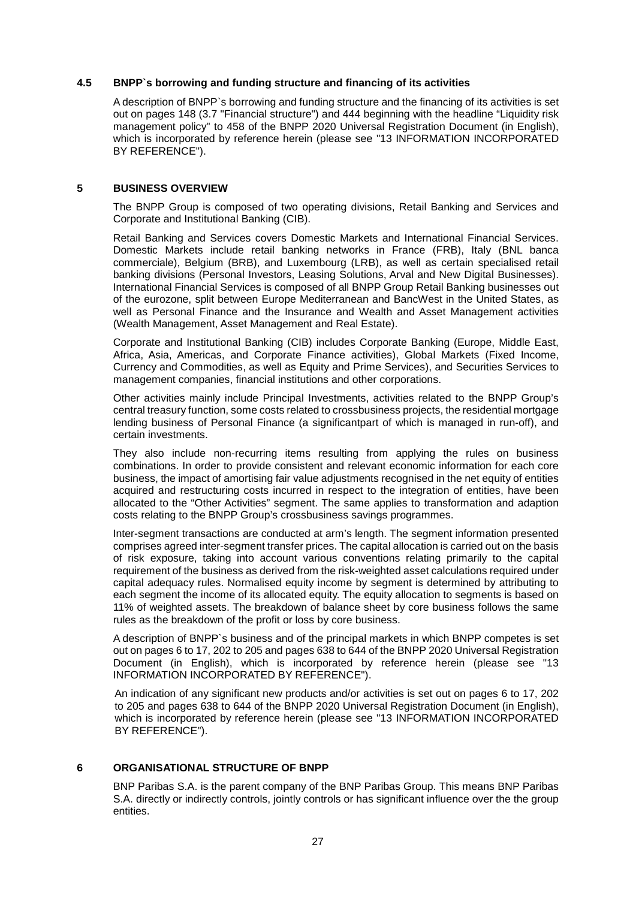### 4.5 BNPP`s borrowing and funding structure and financing of its activities

A description of BNPP`s borrowing and funding structure and the financing of its activities is set out on pages 148 (3.7 "Financial structure") and 444 beginning with the headline "Liquidity risk management policy" to 458 of the BNPP 2020 Universal Registration Document (in English), which is incorporated by reference herein (please see "13 INFORMATION INCORPORATED BY REFERENCE").

## 5 BUSINESS OVERVIEW

The BNPP Group is composed of two operating divisions, Retail Banking and Services and Corporate and Institutional Banking (CIB).

Retail Banking and Services covers Domestic Markets and International Financial Services. Domestic Markets include retail banking networks in France (FRB), Italy (BNL banca commerciale), Belgium (BRB), and Luxembourg (LRB), as well as certain specialised retail banking divisions (Personal Investors, Leasing Solutions, Arval and New Digital Businesses). International Financial Services is composed of all BNPP Group Retail Banking businesses out of the eurozone, split between Europe Mediterranean and BancWest in the United States, as well as Personal Finance and the Insurance and Wealth and Asset Management activities (Wealth Management, Asset Management and Real Estate).

Corporate and Institutional Banking (CIB) includes Corporate Banking (Europe, Middle East, Africa, Asia, Americas, and Corporate Finance activities), Global Markets (Fixed Income, Currency and Commodities, as well as Equity and Prime Services), and Securities Services to management companies, financial institutions and other corporations.

Other activities mainly include Principal Investments, activities related to the BNPP Group's central treasury function, some costs related to crossbusiness projects, the residential mortgage lending business of Personal Finance (a significantpart of which is managed in run-off), and certain investments.

They also include non-recurring items resulting from applying the rules on business combinations. In order to provide consistent and relevant economic information for each core business, the impact of amortising fair value adjustments recognised in the net equity of entities acquired and restructuring costs incurred in respect to the integration of entities, have been allocated to the "Other Activities" segment. The same applies to transformation and adaption costs relating to the BNPP Group's crossbusiness savings programmes.

Inter-segment transactions are conducted at arm's length. The segment information presented comprises agreed inter-segment transfer prices. The capital allocation is carried out on the basis of risk exposure, taking into account various conventions relating primarily to the capital requirement of the business as derived from the risk-weighted asset calculations required under capital adequacy rules. Normalised equity income by segment is determined by attributing to each segment the income of its allocated equity. The equity allocation to segments is based on 11% of weighted assets. The breakdown of balance sheet by core business follows the same rules as the breakdown of the profit or loss by core business.

A description of BNPP`s business and of the principal markets in which BNPP competes is set out on pages 6 to 17, 202 to 205 and pages 638 to 644 of the BNPP 2020 Universal Registration Document (in English), which is incorporated by reference herein (please see "13 INFORMATION INCORPORATED BY REFERENCE").

An indication of any significant new products and/or activities is set out on pages 6 to 17, 202 to 205 and pages 638 to 644 of the BNPP 2020 Universal Registration Document (in English), which is incorporated by reference herein (please see "13 INFORMATION INCORPORATED BY REFERENCE").

## 6 ORGANISATIONAL STRUCTURE OF BNPP

BNP Paribas S.A. is the parent company of the BNP Paribas Group. This means BNP Paribas S.A. directly or indirectly controls, jointly controls or has significant influence over the the group entities.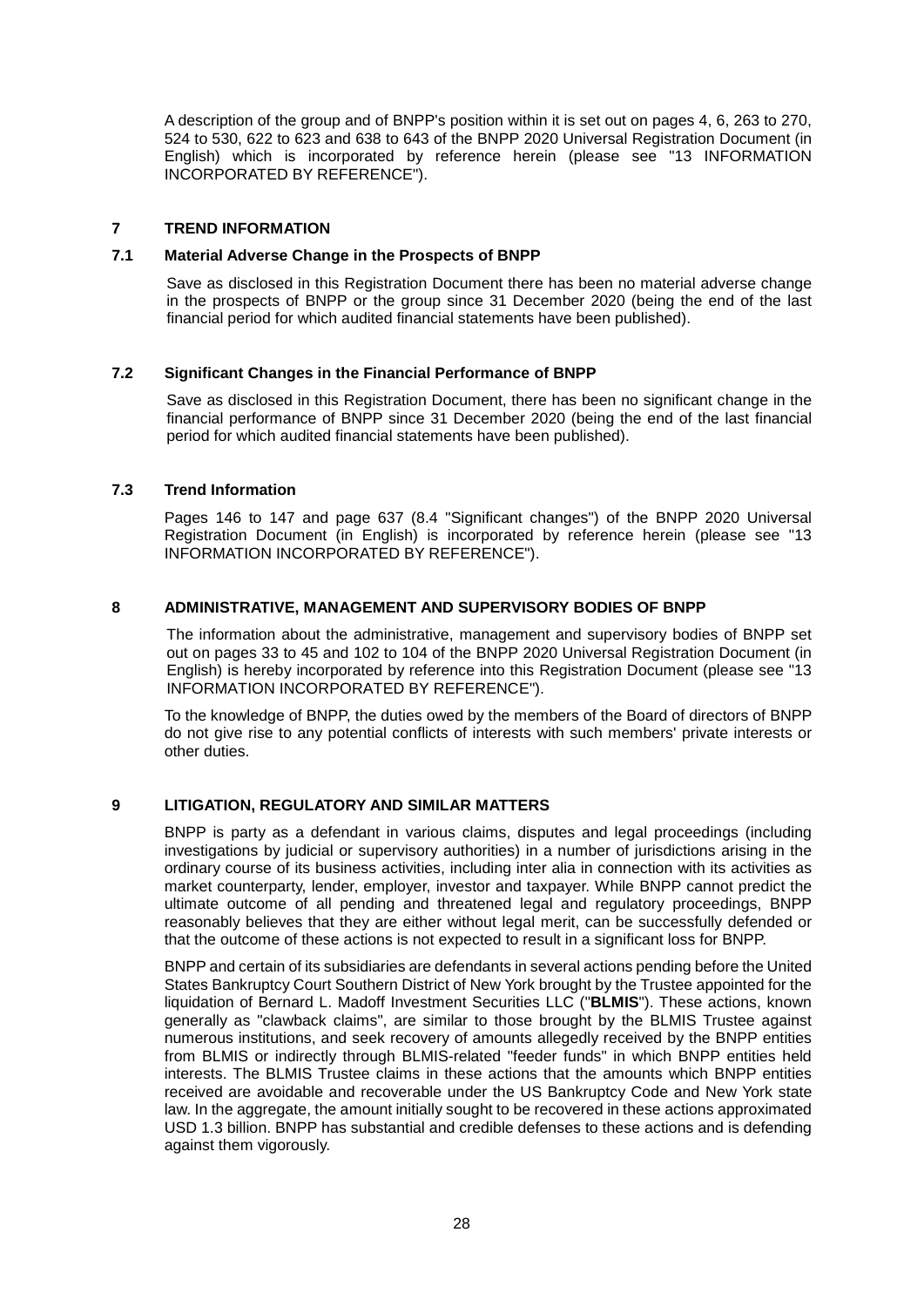A description of the group and of BNPP's position within it is set out on pages 4, 6, 263 to 270, 524 to 530, 622 to 623 and 638 to 643 of the BNPP 2020 Universal Registration Document (in English) which is incorporated by reference herein (please see "13 INFORMATION INCORPORATED BY REFERENCE").

## 7 TREND INFORMATION

### 7.1 Material Adverse Change in the Prospects of BNPP

Save as disclosed in this Registration Document there has been no material adverse change in the prospects of BNPP or the group since 31 December 2020 (being the end of the last financial period for which audited financial statements have been published).

### 7.2 Significant Changes in the Financial Performance of BNPP

Save as disclosed in this Registration Document, there has been no significant change in the financial performance of BNPP since 31 December 2020 (being the end of the last financial period for which audited financial statements have been published).

### 7.3 Trend Information

Pages 146 to 147 and page 637 (8.4 "Significant changes") of the BNPP 2020 Universal Registration Document (in English) is incorporated by reference herein (please see "13 INFORMATION INCORPORATED BY REFERENCE").

## 8 ADMINISTRATIVE, MANAGEMENT AND SUPERVISORY BODIES OF BNPP

The information about the administrative, management and supervisory bodies of BNPP set out on pages 33 to 45 and 102 to 104 of the BNPP 2020 Universal Registration Document (in English) is hereby incorporated by reference into this Registration Document (please see "13 INFORMATION INCORPORATED BY REFERENCE").

To the knowledge of BNPP, the duties owed by the members of the Board of directors of BNPP do not give rise to any potential conflicts of interests with such members' private interests or other duties.

## 9 LITIGATION, REGULATORY AND SIMILAR MATTERS

BNPP is party as a defendant in various claims, disputes and legal proceedings (including investigations by judicial or supervisory authorities) in a number of jurisdictions arising in the ordinary course of its business activities, including inter alia in connection with its activities as market counterparty, lender, employer, investor and taxpayer. While BNPP cannot predict the ultimate outcome of all pending and threatened legal and regulatory proceedings, BNPP reasonably believes that they are either without legal merit, can be successfully defended or that the outcome of these actions is not expected to result in a significant loss for BNPP.

BNPP and certain of its subsidiaries are defendants in several actions pending before the United States Bankruptcy Court Southern District of New York brought by the Trustee appointed for the liquidation of Bernard L. Madoff Investment Securities LLC ("**BLMIS**"). These actions, known generally as "clawback claims", are similar to those brought by the BLMIS Trustee against numerous institutions, and seek recovery of amounts allegedly received by the BNPP entities from BLMIS or indirectly through BLMIS-related "feeder funds" in which BNPP entities held interests. The BLMIS Trustee claims in these actions that the amounts which BNPP entities received are avoidable and recoverable under the US Bankruptcy Code and New York state law. In the aggregate, the amount initially sought to be recovered in these actions approximated USD 1.3 billion. BNPP has substantial and credible defenses to these actions and is defending against them vigorously.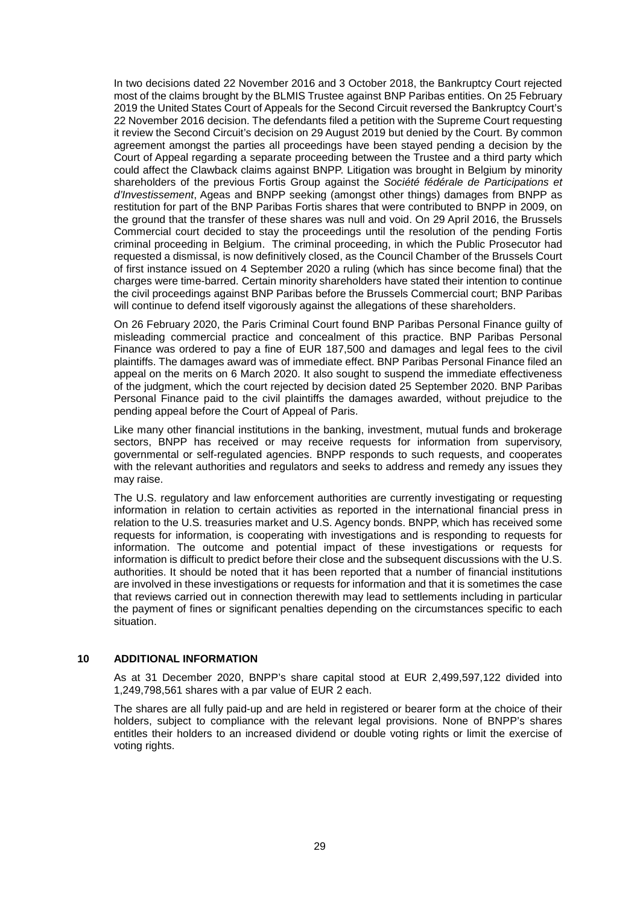In two decisions dated 22 November 2016 and 3 October 2018, the Bankruptcy Court rejected most of the claims brought by the BLMIS Trustee against BNP Paribas entities. On 25 February 2019 the United States Court of Appeals for the Second Circuit reversed the Bankruptcy Court's 22 November 2016 decision. The defendants filed a petition with the Supreme Court requesting it review the Second Circuit's decision on 29 August 2019 but denied by the Court. By common agreement amongst the parties all proceedings have been stayed pending a decision by the Court of Appeal regarding a separate proceeding between the Trustee and a third party which could affect the Clawback claims against BNPP. Litigation was brought in Belgium by minority shareholders of the previous Fortis Group against the *Société fédérale de Participations et d'Investissement*, Ageas and BNPP seeking (amongst other things) damages from BNPP as restitution for part of the BNP Paribas Fortis shares that were contributed to BNPP in 2009, on the ground that the transfer of these shares was null and void. On 29 April 2016, the Brussels Commercial court decided to stay the proceedings until the resolution of the pending Fortis criminal proceeding in Belgium. The criminal proceeding, in which the Public Prosecutor had requested a dismissal, is now definitively closed, as the Council Chamber of the Brussels Court of first instance issued on 4 September 2020 a ruling (which has since become final) that the charges were time-barred. Certain minority shareholders have stated their intention to continue the civil proceedings against BNP Paribas before the Brussels Commercial court; BNP Paribas will continue to defend itself vigorously against the allegations of these shareholders.

On 26 February 2020, the Paris Criminal Court found BNP Paribas Personal Finance guilty of misleading commercial practice and concealment of this practice. BNP Paribas Personal Finance was ordered to pay a fine of EUR 187,500 and damages and legal fees to the civil plaintiffs. The damages award was of immediate effect. BNP Paribas Personal Finance filed an appeal on the merits on 6 March 2020. It also sought to suspend the immediate effectiveness of the judgment, which the court rejected by decision dated 25 September 2020. BNP Paribas Personal Finance paid to the civil plaintiffs the damages awarded, without prejudice to the pending appeal before the Court of Appeal of Paris.

Like many other financial institutions in the banking, investment, mutual funds and brokerage sectors, BNPP has received or may receive requests for information from supervisory, governmental or self-regulated agencies. BNPP responds to such requests, and cooperates with the relevant authorities and regulators and seeks to address and remedy any issues they may raise.

The U.S. regulatory and law enforcement authorities are currently investigating or requesting information in relation to certain activities as reported in the international financial press in relation to the U.S. treasuries market and U.S. Agency bonds. BNPP, which has received some requests for information, is cooperating with investigations and is responding to requests for information. The outcome and potential impact of these investigations or requests for information is difficult to predict before their close and the subsequent discussions with the U.S. authorities. It should be noted that it has been reported that a number of financial institutions are involved in these investigations or requests for information and that it is sometimes the case that reviews carried out in connection therewith may lead to settlements including in particular the payment of fines or significant penalties depending on the circumstances specific to each situation.

## 10 ADDITIONAL INFORMATION

As at 31 December 2020, BNPP's share capital stood at EUR 2,499,597,122 divided into 1,249,798,561 shares with a par value of EUR 2 each.

The shares are all fully paid-up and are held in registered or bearer form at the choice of their holders, subject to compliance with the relevant legal provisions. None of BNPP's shares entitles their holders to an increased dividend or double voting rights or limit the exercise of voting rights.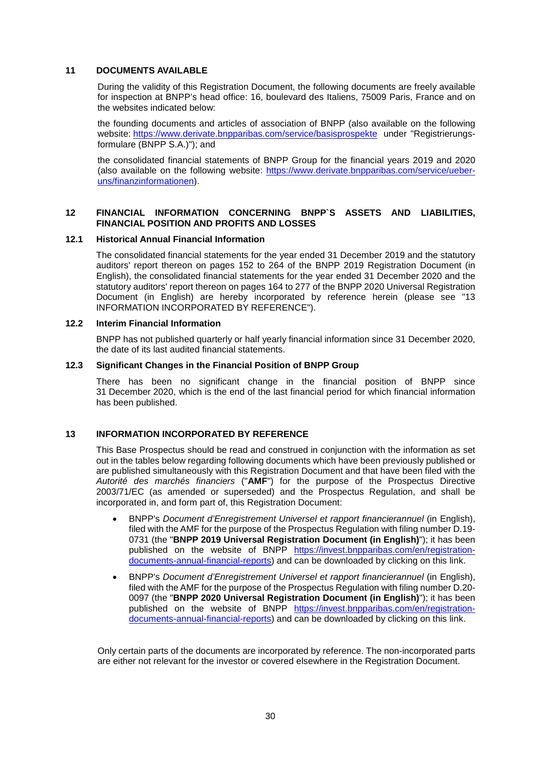## 11 DOCUMENTS AVAILABLE

During the validity of this Registration Document, the following documents are freely available for inspection at BNPP's head office: 16, boulevard des Italiens, 75009 Paris, France and on the websites indicated below:

the founding documents and articles of association of BNPP (also available on the following website: https://www.derivate.bnpparibas.com/service/basisprospekte under "Registrierungsformulare (BNPP S.A.)"); and

the consolidated financial statements of BNPP Group for the financial years 2019 and 2020 (also available on the following website: https://www.derivate.bnpparibas.com/service/ueber-uns/finanzinformationen).

## 12 FINANCIAL INFORMATION CONCERNING BNPP`S ASSETS AND LIABILITIES, FINANCIAL POSITION AND PROFITS AND LOSSES

### 12.1 Historical Annual Financial Information

The consolidated financial statements for the year ended 31 December 2019 and the statutory auditors' report thereon on pages 152 to 264 of the BNPP 2019 Registration Document (in English), the consolidated financial statements for the year ended 31 December 2020 and the statutory auditors' report thereon on pages 164 to 277 of the BNPP 2020 Universal Registration Document (in English) are hereby incorporated by reference herein (please see "13 INFORMATION INCORPORATED BY REFERENCE").

### 12.2 Interim Financial Information

BNPP has not published quarterly or half yearly financial information since 31 December 2020, the date of its last audited financial statements.

### 12.3 Significant Changes in the Financial Position of BNPP Group

There has been no significant change in the financial position of BNPP since 31 December 2020, which is the end of the last financial period for which financial information has been published.

## 13 INFORMATION INCORPORATED BY REFERENCE

This Base Prospectus should be read and construed in conjunction with the information as set out in the tables below regarding following documents which have been previously published or are published simultaneously with this Registration Document and that have been filed with the *Autorité des marchés financiers* ("**AMF**") for the purpose of the Prospectus Directive 2003/71/EC (as amended or superseded) and the Prospectus Regulation, and shall be incorporated in, and form part of, this Registration Document:

- BNPP's *Document d'Enregistrement Universel et rapport financierannuel* (in English), filed with the AMF for the purpose of the Prospectus Regulation with filing number D.19-0731 (the "**BNPP 2019 Universal Registration Document (in English)**"); it has been published on the website of BNPP https://invest.bnpparibas.com/en/registration-documents-annual-financial-reports) and can be downloaded by clicking on this link.
- BNPP's *Document d'Enregistrement Universel et rapport financierannuel* (in English), filed with the AMF for the purpose of the Prospectus Regulation with filing number D.20-0097 (the "**BNPP 2020 Universal Registration Document (in English)**"); it has been published on the website of BNPP https://invest.bnpparibas.com/en/registration-documents-annual-financial-reports) and can be downloaded by clicking on this link.

Only certain parts of the documents are incorporated by reference. The non-incorporated parts are either not relevant for the investor or covered elsewhere in the Registration Document.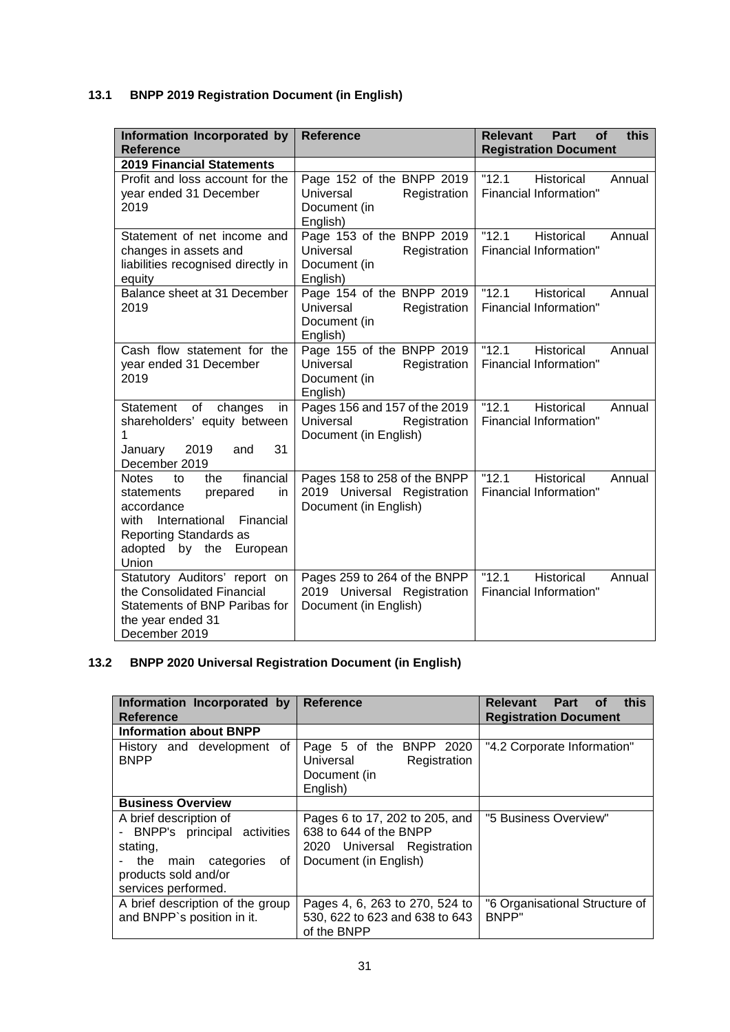### 13.1 BNPP 2019 Registration Document (in English)

| Information Incorporated by Reference | Reference | Relevant Part of this Registration Document |
| --- | --- | --- |
| **2019 Financial Statements** | | |
| Profit and loss account for the year ended 31 December 2019 | Page 152 of the BNPP 2019 Universal Registration Document (in English) | "12.1 Historical Annual Financial Information" |
| Statement of net income and changes in assets and liabilities recognised directly in equity | Page 153 of the BNPP 2019 Universal Registration Document (in English) | "12.1 Historical Annual Financial Information" |
| Balance sheet at 31 December 2019 | Page 154 of the BNPP 2019 Universal Registration Document (in English) | "12.1 Historical Annual Financial Information" |
| Cash flow statement for the year ended 31 December 2019 | Page 155 of the BNPP 2019 Universal Registration Document (in English) | "12.1 Historical Annual Financial Information" |
| Statement of changes in shareholders' equity between 1 January 2019 and 31 December 2019 | Pages 156 and 157 of the 2019 Universal Registration Document (in English) | "12.1 Historical Annual Financial Information" |
| Notes to the financial statements prepared in accordance with International Financial Reporting Standards as adopted by the European Union | Pages 158 to 258 of the BNPP 2019 Universal Registration Document (in English) | "12.1 Historical Annual Financial Information" |
| Statutory Auditors' report on the Consolidated Financial Statements of BNP Paribas for the year ended 31 December 2019 | Pages 259 to 264 of the BNPP 2019 Universal Registration Document (in English) | "12.1 Historical Annual Financial Information" |

### 13.2 BNPP 2020 Universal Registration Document (in English)

| Information Incorporated by Reference | Reference | Relevant Part of this Registration Document |
| --- | --- | --- |
| **Information about BNPP** | | |
| History and development of BNPP | Page 5 of the BNPP 2020 Universal Registration Document (in English) | "4.2 Corporate Information" |
| **Business Overview** | | |
| A brief description of<br>- BNPP's principal activities stating,<br>- the main categories of products sold and/or services performed. | Pages 6 to 17, 202 to 205, and 638 to 644 of the BNPP 2020 Universal Registration Document (in English) | "5 Business Overview" |
| A brief description of the group and BNPP`s position in it. | Pages 4, 6, 263 to 270, 524 to 530, 622 to 623 and 638 to 643 of the BNPP | "6 Organisational Structure of BNPP" |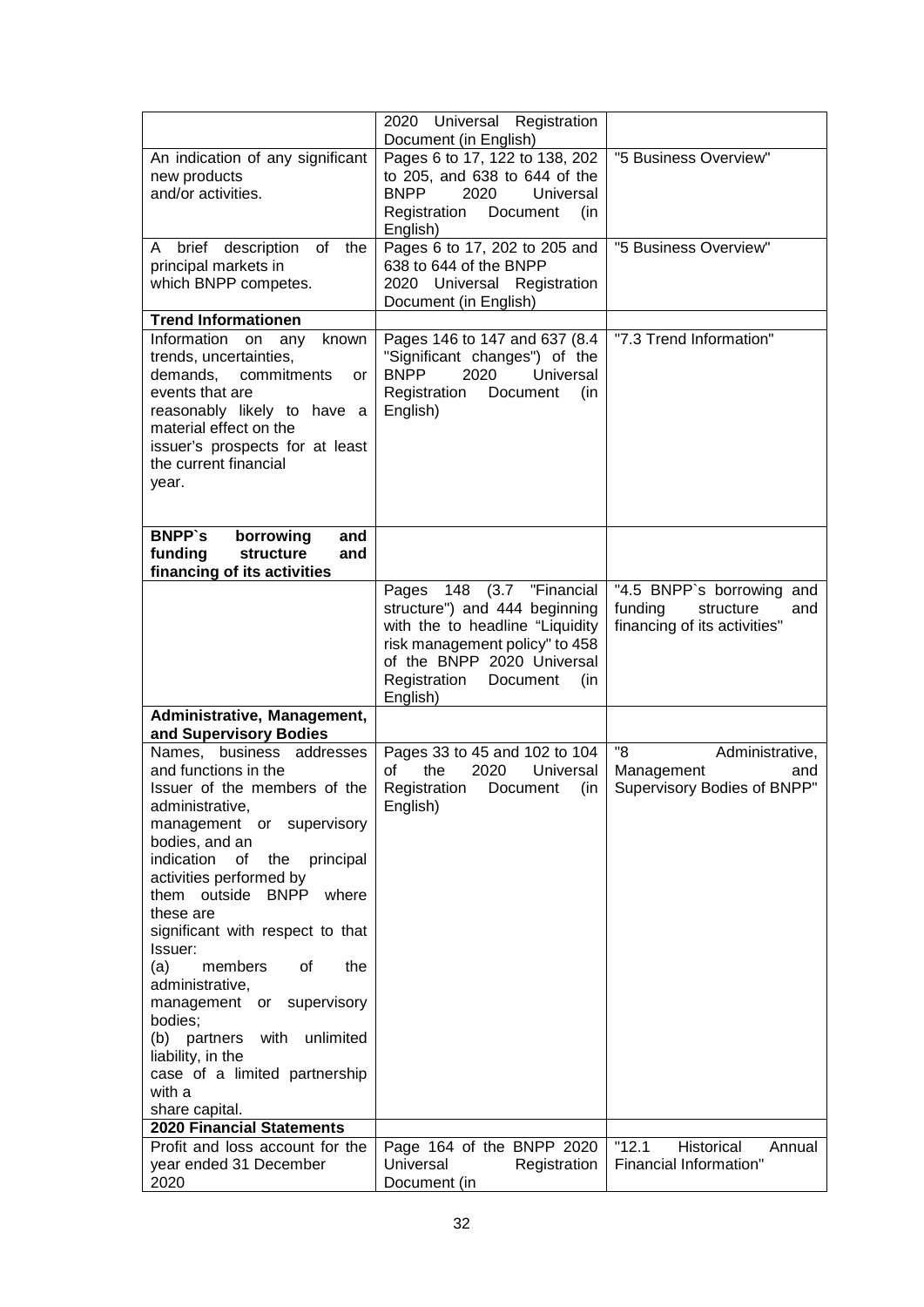| | | |
|---|---|---|
| | 2020 Universal Registration Document (in English) | |
| An indication of any significant new products and/or activities. | Pages 6 to 17, 122 to 138, 202 to 205, and 638 to 644 of the BNPP 2020 Universal Registration Document (in English) | "5 Business Overview" |
| A brief description of the principal markets in which BNPP competes. | Pages 6 to 17, 202 to 205 and 638 to 644 of the BNPP 2020 Universal Registration Document (in English) | "5 Business Overview" |
| **Trend Informationen** | | |
| Information on any known trends, uncertainties, demands, commitments or events that are reasonably likely to have a material effect on the issuer's prospects for at least the current financial year. | Pages 146 to 147 and 637 (8.4 "Significant changes") of the BNPP 2020 Universal Registration Document (in English) | "7.3 Trend Information" |
| **BNPP`s borrowing and funding structure and financing of its activities** | | |
| | Pages 148 (3.7 "Financial structure") and 444 beginning with the to headline "Liquidity risk management policy" to 458 of the BNPP 2020 Universal Registration Document (in English) | "4.5 BNPP`s borrowing and funding structure and financing of its activities" |
| **Administrative, Management, and Supervisory Bodies** | | |
| Names, business addresses and functions in the Issuer of the members of the administrative, management or supervisory bodies, and an indication of the principal activities performed by them outside BNPP where these are significant with respect to that Issuer: (a) members of the administrative, management or supervisory bodies; (b) partners with unlimited liability, in the case of a limited partnership with a share capital. | Pages 33 to 45 and 102 to 104 of the 2020 Universal Registration Document (in English) | "8 Administrative, Management and Supervisory Bodies of BNPP" |
| **2020 Financial Statements** | | |
| Profit and loss account for the year ended 31 December 2020 | Page 164 of the BNPP 2020 Universal Registration Document (in | "12.1 Historical Annual Financial Information" |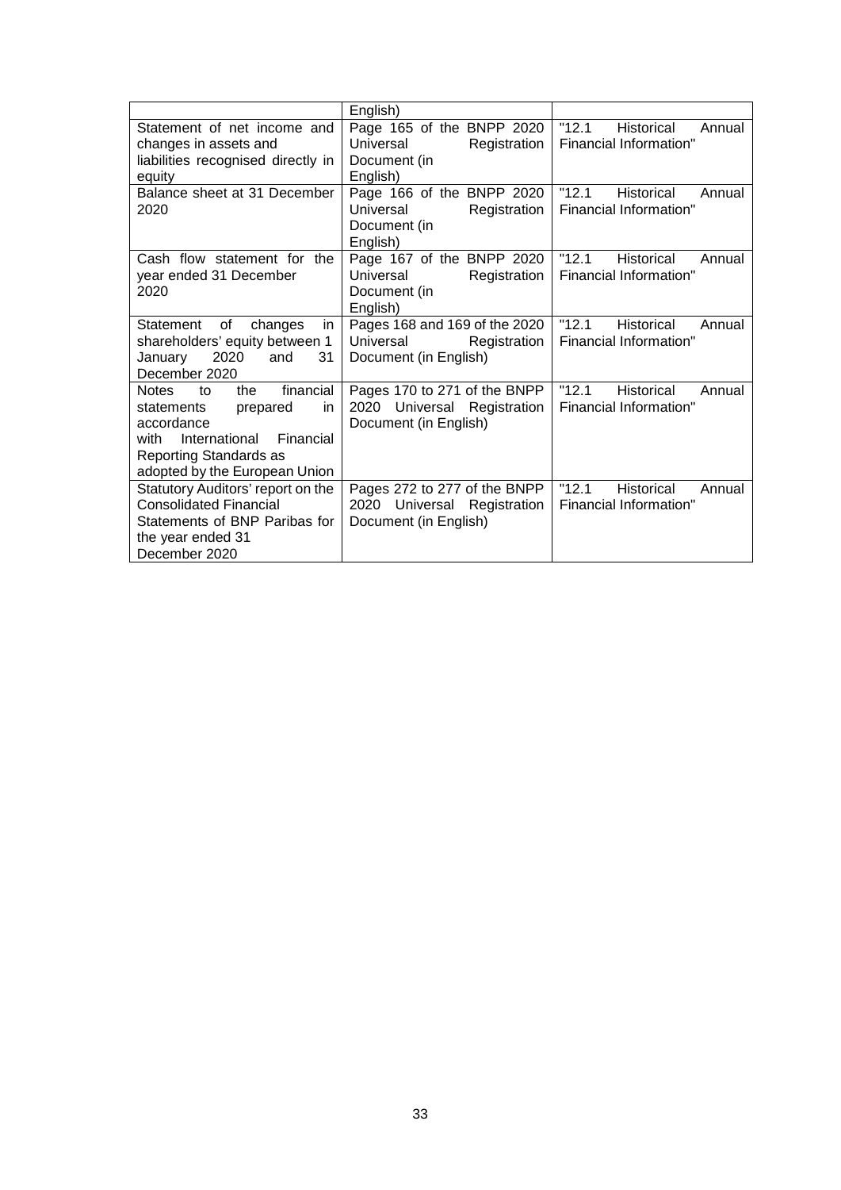| | | |
|---|---|---|
| | English) | |
| Statement of net income and changes in assets and liabilities recognised directly in equity | Page 165 of the BNPP 2020 Universal Registration Document (in English) | "12.1 Historical Annual Financial Information" |
| Balance sheet at 31 December 2020 | Page 166 of the BNPP 2020 Universal Registration Document (in English) | "12.1 Historical Annual Financial Information" |
| Cash flow statement for the year ended 31 December 2020 | Page 167 of the BNPP 2020 Universal Registration Document (in English) | "12.1 Historical Annual Financial Information" |
| Statement of changes in shareholders' equity between 1 January 2020 and 31 December 2020 | Pages 168 and 169 of the 2020 Universal Registration Document (in English) | "12.1 Historical Annual Financial Information" |
| Notes to the financial statements prepared in accordance with International Financial Reporting Standards as adopted by the European Union | Pages 170 to 271 of the BNPP 2020 Universal Registration Document (in English) | "12.1 Historical Annual Financial Information" |
| Statutory Auditors' report on the Consolidated Financial Statements of BNP Paribas for the year ended 31 December 2020 | Pages 272 to 277 of the BNPP 2020 Universal Registration Document (in English) | "12.1 Historical Annual Financial Information" |